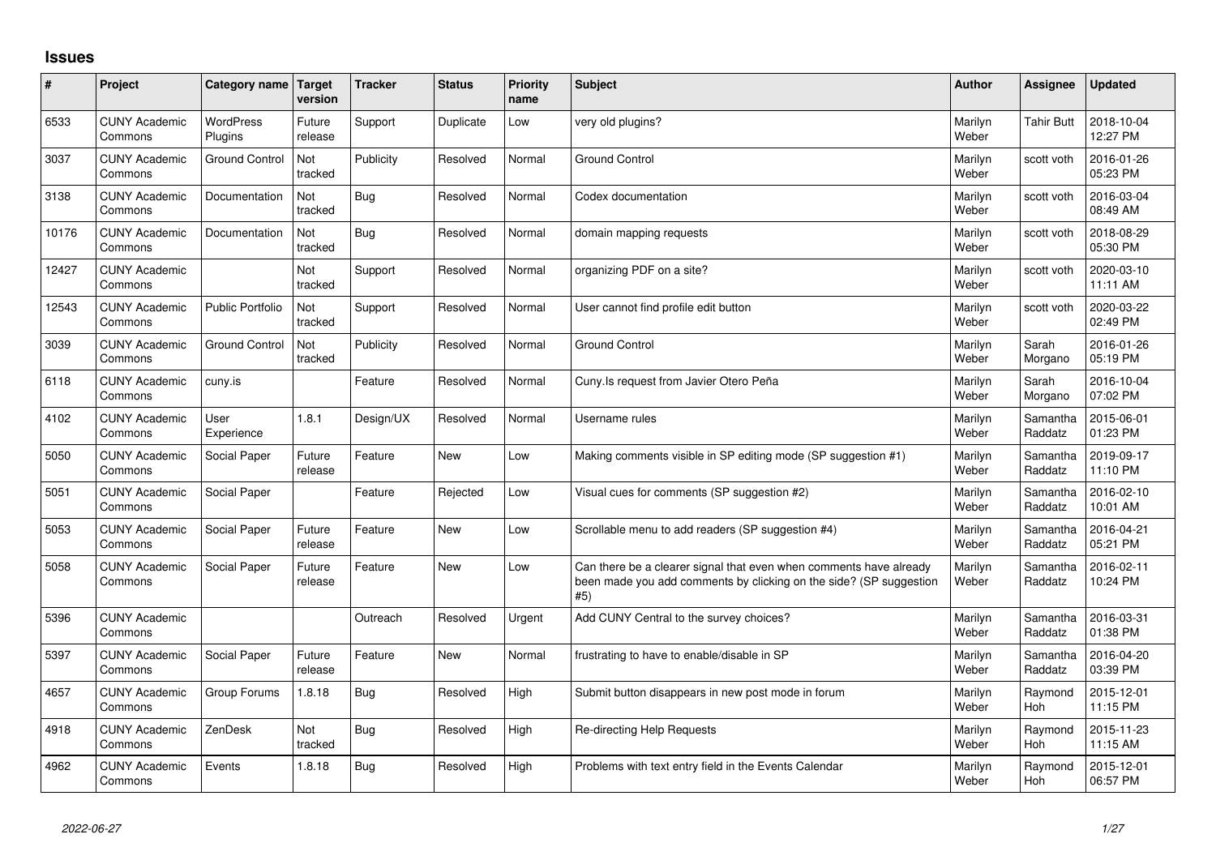# Issues

| # | Project | Category name | Target version | Tracker | Status | Priority name | Subject | Author | Assignee | Updated |
|---|---|---|---|---|---|---|---|---|---|---|
| 6533 | CUNY Academic Commons | WordPress Plugins | Future release | Support | Duplicate | Low | very old plugins? | Marilyn Weber | Tahir Butt | 2018-10-04 12:27 PM |
| 3037 | CUNY Academic Commons | Ground Control | Not tracked | Publicity | Resolved | Normal | Ground Control | Marilyn Weber | scott voth | 2016-01-26 05:23 PM |
| 3138 | CUNY Academic Commons | Documentation | Not tracked | Bug | Resolved | Normal | Codex documentation | Marilyn Weber | scott voth | 2016-03-04 08:49 AM |
| 10176 | CUNY Academic Commons | Documentation | Not tracked | Bug | Resolved | Normal | domain mapping requests | Marilyn Weber | scott voth | 2018-08-29 05:30 PM |
| 12427 | CUNY Academic Commons | | Not tracked | Support | Resolved | Normal | organizing PDF on a site? | Marilyn Weber | scott voth | 2020-03-10 11:11 AM |
| 12543 | CUNY Academic Commons | Public Portfolio | Not tracked | Support | Resolved | Normal | User cannot find profile edit button | Marilyn Weber | scott voth | 2020-03-22 02:49 PM |
| 3039 | CUNY Academic Commons | Ground Control | Not tracked | Publicity | Resolved | Normal | Ground Control | Marilyn Weber | Sarah Morgano | 2016-01-26 05:19 PM |
| 6118 | CUNY Academic Commons | cuny.is | | Feature | Resolved | Normal | Cuny.Is request from Javier Otero Peña | Marilyn Weber | Sarah Morgano | 2016-10-04 07:02 PM |
| 4102 | CUNY Academic Commons | User Experience | 1.8.1 | Design/UX | Resolved | Normal | Username rules | Marilyn Weber | Samantha Raddatz | 2015-06-01 01:23 PM |
| 5050 | CUNY Academic Commons | Social Paper | Future release | Feature | New | Low | Making comments visible in SP editing mode (SP suggestion #1) | Marilyn Weber | Samantha Raddatz | 2019-09-17 11:10 PM |
| 5051 | CUNY Academic Commons | Social Paper | | Feature | Rejected | Low | Visual cues for comments (SP suggestion #2) | Marilyn Weber | Samantha Raddatz | 2016-02-10 10:01 AM |
| 5053 | CUNY Academic Commons | Social Paper | Future release | Feature | New | Low | Scrollable menu to add readers (SP suggestion #4) | Marilyn Weber | Samantha Raddatz | 2016-04-21 05:21 PM |
| 5058 | CUNY Academic Commons | Social Paper | Future release | Feature | New | Low | Can there be a clearer signal that even when comments have already been made you add comments by clicking on the side? (SP suggestion #5) | Marilyn Weber | Samantha Raddatz | 2016-02-11 10:24 PM |
| 5396 | CUNY Academic Commons | | | Outreach | Resolved | Urgent | Add CUNY Central to the survey choices? | Marilyn Weber | Samantha Raddatz | 2016-03-31 01:38 PM |
| 5397 | CUNY Academic Commons | Social Paper | Future release | Feature | New | Normal | frustrating to have to enable/disable in SP | Marilyn Weber | Samantha Raddatz | 2016-04-20 03:39 PM |
| 4657 | CUNY Academic Commons | Group Forums | 1.8.18 | Bug | Resolved | High | Submit button disappears in new post mode in forum | Marilyn Weber | Raymond Hoh | 2015-12-01 11:15 PM |
| 4918 | CUNY Academic Commons | ZenDesk | Not tracked | Bug | Resolved | High | Re-directing Help Requests | Marilyn Weber | Raymond Hoh | 2015-11-23 11:15 AM |
| 4962 | CUNY Academic Commons | Events | 1.8.18 | Bug | Resolved | High | Problems with text entry field in the Events Calendar | Marilyn Weber | Raymond Hoh | 2015-12-01 06:57 PM |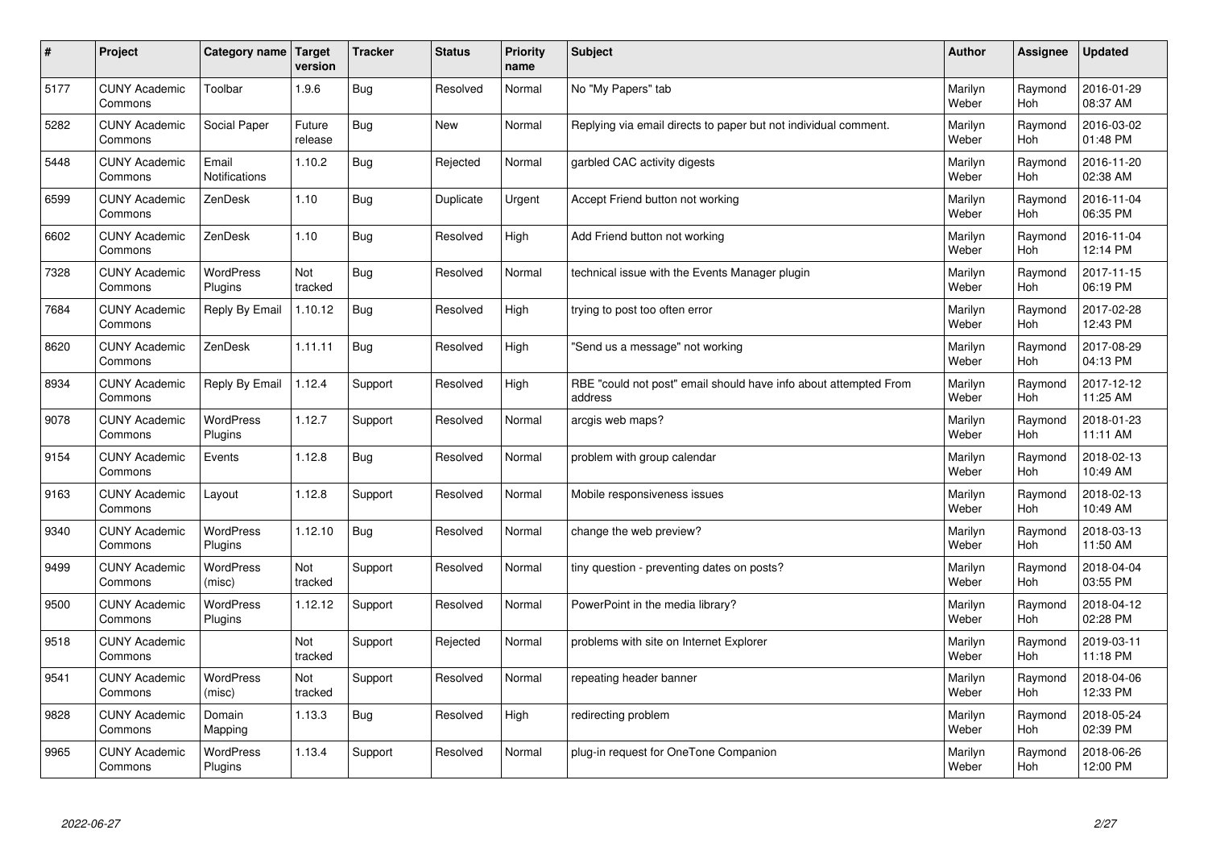| # | Project | Category name | Target version | Tracker | Status | Priority name | Subject | Author | Assignee | Updated |
|---|---|---|---|---|---|---|---|---|---|---|
| 5177 | CUNY Academic Commons | Toolbar | 1.9.6 | Bug | Resolved | Normal | No "My Papers" tab | Marilyn Weber | Raymond Hoh | 2016-01-29 08:37 AM |
| 5282 | CUNY Academic Commons | Social Paper | Future release | Bug | New | Normal | Replying via email directs to paper but not individual comment. | Marilyn Weber | Raymond Hoh | 2016-03-02 01:48 PM |
| 5448 | CUNY Academic Commons | Email Notifications | 1.10.2 | Bug | Rejected | Normal | garbled CAC activity digests | Marilyn Weber | Raymond Hoh | 2016-11-20 02:38 AM |
| 6599 | CUNY Academic Commons | ZenDesk | 1.10 | Bug | Duplicate | Urgent | Accept Friend button not working | Marilyn Weber | Raymond Hoh | 2016-11-04 06:35 PM |
| 6602 | CUNY Academic Commons | ZenDesk | 1.10 | Bug | Resolved | High | Add Friend button not working | Marilyn Weber | Raymond Hoh | 2016-11-04 12:14 PM |
| 7328 | CUNY Academic Commons | WordPress Plugins | Not tracked | Bug | Resolved | Normal | technical issue with the Events Manager plugin | Marilyn Weber | Raymond Hoh | 2017-11-15 06:19 PM |
| 7684 | CUNY Academic Commons | Reply By Email | 1.10.12 | Bug | Resolved | High | trying to post too often error | Marilyn Weber | Raymond Hoh | 2017-02-28 12:43 PM |
| 8620 | CUNY Academic Commons | ZenDesk | 1.11.11 | Bug | Resolved | High | "Send us a message" not working | Marilyn Weber | Raymond Hoh | 2017-08-29 04:13 PM |
| 8934 | CUNY Academic Commons | Reply By Email | 1.12.4 | Support | Resolved | High | RBE "could not post" email should have info about attempted From address | Marilyn Weber | Raymond Hoh | 2017-12-12 11:25 AM |
| 9078 | CUNY Academic Commons | WordPress Plugins | 1.12.7 | Support | Resolved | Normal | arcgis web maps? | Marilyn Weber | Raymond Hoh | 2018-01-23 11:11 AM |
| 9154 | CUNY Academic Commons | Events | 1.12.8 | Bug | Resolved | Normal | problem with group calendar | Marilyn Weber | Raymond Hoh | 2018-02-13 10:49 AM |
| 9163 | CUNY Academic Commons | Layout | 1.12.8 | Support | Resolved | Normal | Mobile responsiveness issues | Marilyn Weber | Raymond Hoh | 2018-02-13 10:49 AM |
| 9340 | CUNY Academic Commons | WordPress Plugins | 1.12.10 | Bug | Resolved | Normal | change the web preview? | Marilyn Weber | Raymond Hoh | 2018-03-13 11:50 AM |
| 9499 | CUNY Academic Commons | WordPress (misc) | Not tracked | Support | Resolved | Normal | tiny question - preventing dates on posts? | Marilyn Weber | Raymond Hoh | 2018-04-04 03:55 PM |
| 9500 | CUNY Academic Commons | WordPress Plugins | 1.12.12 | Support | Resolved | Normal | PowerPoint in the media library? | Marilyn Weber | Raymond Hoh | 2018-04-12 02:28 PM |
| 9518 | CUNY Academic Commons | | Not tracked | Support | Rejected | Normal | problems with site on Internet Explorer | Marilyn Weber | Raymond Hoh | 2019-03-11 11:18 PM |
| 9541 | CUNY Academic Commons | WordPress (misc) | Not tracked | Support | Resolved | Normal | repeating header banner | Marilyn Weber | Raymond Hoh | 2018-04-06 12:33 PM |
| 9828 | CUNY Academic Commons | Domain Mapping | 1.13.3 | Bug | Resolved | High | redirecting problem | Marilyn Weber | Raymond Hoh | 2018-05-24 02:39 PM |
| 9965 | CUNY Academic Commons | WordPress Plugins | 1.13.4 | Support | Resolved | Normal | plug-in request for OneTone Companion | Marilyn Weber | Raymond Hoh | 2018-06-26 12:00 PM |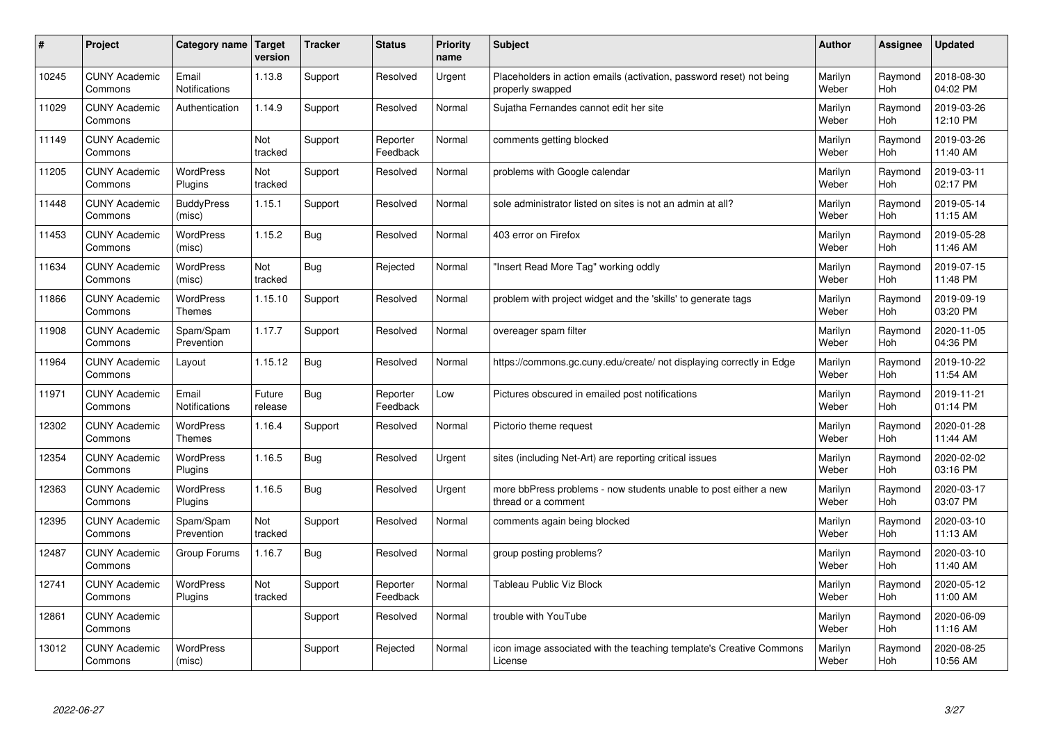| # | Project | Category name | Target version | Tracker | Status | Priority name | Subject | Author | Assignee | Updated |
|---|---|---|---|---|---|---|---|---|---|---|
| 10245 | CUNY Academic Commons | Email Notifications | 1.13.8 | Support | Resolved | Urgent | Placeholders in action emails (activation, password reset) not being properly swapped | Marilyn Weber | Raymond Hoh | 2018-08-30 04:02 PM |
| 11029 | CUNY Academic Commons | Authentication | 1.14.9 | Support | Resolved | Normal | Sujatha Fernandes cannot edit her site | Marilyn Weber | Raymond Hoh | 2019-03-26 12:10 PM |
| 11149 | CUNY Academic Commons | | Not tracked | Support | Reporter Feedback | Normal | comments getting blocked | Marilyn Weber | Raymond Hoh | 2019-03-26 11:40 AM |
| 11205 | CUNY Academic Commons | WordPress Plugins | Not tracked | Support | Resolved | Normal | problems with Google calendar | Marilyn Weber | Raymond Hoh | 2019-03-11 02:17 PM |
| 11448 | CUNY Academic Commons | BuddyPress (misc) | 1.15.1 | Support | Resolved | Normal | sole administrator listed on sites is not an admin at all? | Marilyn Weber | Raymond Hoh | 2019-05-14 11:15 AM |
| 11453 | CUNY Academic Commons | WordPress (misc) | 1.15.2 | Bug | Resolved | Normal | 403 error on Firefox | Marilyn Weber | Raymond Hoh | 2019-05-28 11:46 AM |
| 11634 | CUNY Academic Commons | WordPress (misc) | Not tracked | Bug | Rejected | Normal | "Insert Read More Tag" working oddly | Marilyn Weber | Raymond Hoh | 2019-07-15 11:48 PM |
| 11866 | CUNY Academic Commons | WordPress Themes | 1.15.10 | Support | Resolved | Normal | problem with project widget and the 'skills' to generate tags | Marilyn Weber | Raymond Hoh | 2019-09-19 03:20 PM |
| 11908 | CUNY Academic Commons | Spam/Spam Prevention | 1.17.7 | Support | Resolved | Normal | overeager spam filter | Marilyn Weber | Raymond Hoh | 2020-11-05 04:36 PM |
| 11964 | CUNY Academic Commons | Layout | 1.15.12 | Bug | Resolved | Normal | https://commons.gc.cuny.edu/create/ not displaying correctly in Edge | Marilyn Weber | Raymond Hoh | 2019-10-22 11:54 AM |
| 11971 | CUNY Academic Commons | Email Notifications | Future release | Bug | Reporter Feedback | Low | Pictures obscured in emailed post notifications | Marilyn Weber | Raymond Hoh | 2019-11-21 01:14 PM |
| 12302 | CUNY Academic Commons | WordPress Themes | 1.16.4 | Support | Resolved | Normal | Pictorio theme request | Marilyn Weber | Raymond Hoh | 2020-01-28 11:44 AM |
| 12354 | CUNY Academic Commons | WordPress Plugins | 1.16.5 | Bug | Resolved | Urgent | sites (including Net-Art) are reporting critical issues | Marilyn Weber | Raymond Hoh | 2020-02-02 03:16 PM |
| 12363 | CUNY Academic Commons | WordPress Plugins | 1.16.5 | Bug | Resolved | Urgent | more bbPress problems - now students unable to post either a new thread or a comment | Marilyn Weber | Raymond Hoh | 2020-03-17 03:07 PM |
| 12395 | CUNY Academic Commons | Spam/Spam Prevention | Not tracked | Support | Resolved | Normal | comments again being blocked | Marilyn Weber | Raymond Hoh | 2020-03-10 11:13 AM |
| 12487 | CUNY Academic Commons | Group Forums | 1.16.7 | Bug | Resolved | Normal | group posting problems? | Marilyn Weber | Raymond Hoh | 2020-03-10 11:40 AM |
| 12741 | CUNY Academic Commons | WordPress Plugins | Not tracked | Support | Reporter Feedback | Normal | Tableau Public Viz Block | Marilyn Weber | Raymond Hoh | 2020-05-12 11:00 AM |
| 12861 | CUNY Academic Commons | | | Support | Resolved | Normal | trouble with YouTube | Marilyn Weber | Raymond Hoh | 2020-06-09 11:16 AM |
| 13012 | CUNY Academic Commons | WordPress (misc) | | Support | Rejected | Normal | icon image associated with the teaching template's Creative Commons License | Marilyn Weber | Raymond Hoh | 2020-08-25 10:56 AM |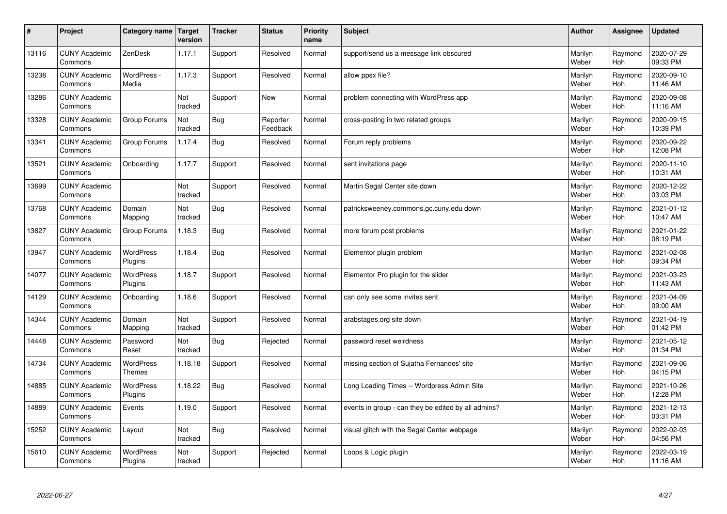| # | Project | Category name | Target version | Tracker | Status | Priority name | Subject | Author | Assignee | Updated |
|---|---|---|---|---|---|---|---|---|---|---|
| 13116 | CUNY Academic Commons | ZenDesk | 1.17.1 | Support | Resolved | Normal | support/send us a message link obscured | Marilyn Weber | Raymond Hoh | 2020-07-29 09:33 PM |
| 13238 | CUNY Academic Commons | WordPress - Media | 1.17.3 | Support | Resolved | Normal | allow ppsx file? | Marilyn Weber | Raymond Hoh | 2020-09-10 11:46 AM |
| 13286 | CUNY Academic Commons | | Not tracked | Support | New | Normal | problem connecting with WordPress app | Marilyn Weber | Raymond Hoh | 2020-09-08 11:16 AM |
| 13328 | CUNY Academic Commons | Group Forums | Not tracked | Bug | Reporter Feedback | Normal | cross-posting in two related groups | Marilyn Weber | Raymond Hoh | 2020-09-15 10:39 PM |
| 13341 | CUNY Academic Commons | Group Forums | 1.17.4 | Bug | Resolved | Normal | Forum reply problems | Marilyn Weber | Raymond Hoh | 2020-09-22 12:08 PM |
| 13521 | CUNY Academic Commons | Onboarding | 1.17.7 | Support | Resolved | Normal | sent invitations page | Marilyn Weber | Raymond Hoh | 2020-11-10 10:31 AM |
| 13699 | CUNY Academic Commons | | Not tracked | Support | Resolved | Normal | Martin Segal Center site down | Marilyn Weber | Raymond Hoh | 2020-12-22 03:03 PM |
| 13768 | CUNY Academic Commons | Domain Mapping | Not tracked | Bug | Resolved | Normal | patricksweeney.commons.gc.cuny.edu down | Marilyn Weber | Raymond Hoh | 2021-01-12 10:47 AM |
| 13827 | CUNY Academic Commons | Group Forums | 1.18.3 | Bug | Resolved | Normal | more forum post problems | Marilyn Weber | Raymond Hoh | 2021-01-22 08:19 PM |
| 13947 | CUNY Academic Commons | WordPress Plugins | 1.18.4 | Bug | Resolved | Normal | Elementor plugin problem | Marilyn Weber | Raymond Hoh | 2021-02-08 09:34 PM |
| 14077 | CUNY Academic Commons | WordPress Plugins | 1.18.7 | Support | Resolved | Normal | Elementor Pro plugin for the slider | Marilyn Weber | Raymond Hoh | 2021-03-23 11:43 AM |
| 14129 | CUNY Academic Commons | Onboarding | 1.18.6 | Support | Resolved | Normal | can only see some invites sent | Marilyn Weber | Raymond Hoh | 2021-04-09 09:00 AM |
| 14344 | CUNY Academic Commons | Domain Mapping | Not tracked | Support | Resolved | Normal | arabstages.org site down | Marilyn Weber | Raymond Hoh | 2021-04-19 01:42 PM |
| 14448 | CUNY Academic Commons | Password Reset | Not tracked | Bug | Rejected | Normal | password reset weirdness | Marilyn Weber | Raymond Hoh | 2021-05-12 01:34 PM |
| 14734 | CUNY Academic Commons | WordPress Themes | 1.18.18 | Support | Resolved | Normal | missing section of Sujatha Fernandes' site | Marilyn Weber | Raymond Hoh | 2021-09-06 04:15 PM |
| 14885 | CUNY Academic Commons | WordPress Plugins | 1.18.22 | Bug | Resolved | Normal | Long Loading Times -- Wordpress Admin Site | Marilyn Weber | Raymond Hoh | 2021-10-26 12:28 PM |
| 14889 | CUNY Academic Commons | Events | 1.19.0 | Support | Resolved | Normal | events in group - can they be edited by all admins? | Marilyn Weber | Raymond Hoh | 2021-12-13 03:31 PM |
| 15252 | CUNY Academic Commons | Layout | Not tracked | Bug | Resolved | Normal | visual glitch with the Segal Center webpage | Marilyn Weber | Raymond Hoh | 2022-02-03 04:56 PM |
| 15610 | CUNY Academic Commons | WordPress Plugins | Not tracked | Support | Rejected | Normal | Loops & Logic plugin | Marilyn Weber | Raymond Hoh | 2022-03-19 11:16 AM |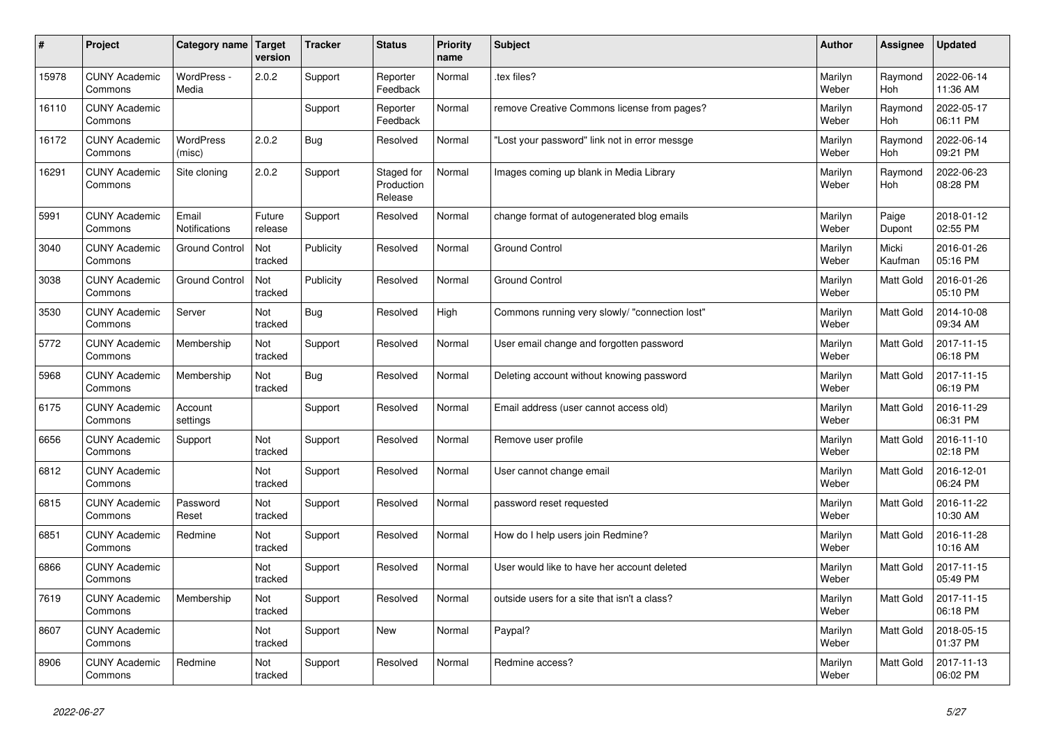| # | Project | Category name | Target version | Tracker | Status | Priority name | Subject | Author | Assignee | Updated |
|---|---|---|---|---|---|---|---|---|---|---|
| 15978 | CUNY Academic Commons | WordPress - Media | 2.0.2 | Support | Reporter Feedback | Normal | .tex files? | Marilyn Weber | Raymond Hoh | 2022-06-14 11:36 AM |
| 16110 | CUNY Academic Commons | | | Support | Reporter Feedback | Normal | remove Creative Commons license from pages? | Marilyn Weber | Raymond Hoh | 2022-05-17 06:11 PM |
| 16172 | CUNY Academic Commons | WordPress (misc) | 2.0.2 | Bug | Resolved | Normal | "Lost your password" link not in error messge | Marilyn Weber | Raymond Hoh | 2022-06-14 09:21 PM |
| 16291 | CUNY Academic Commons | Site cloning | 2.0.2 | Support | Staged for Production Release | Normal | Images coming up blank in Media Library | Marilyn Weber | Raymond Hoh | 2022-06-23 08:28 PM |
| 5991 | CUNY Academic Commons | Email Notifications | Future release | Support | Resolved | Normal | change format of autogenerated blog emails | Marilyn Weber | Paige Dupont | 2018-01-12 02:55 PM |
| 3040 | CUNY Academic Commons | Ground Control | Not tracked | Publicity | Resolved | Normal | Ground Control | Marilyn Weber | Micki Kaufman | 2016-01-26 05:16 PM |
| 3038 | CUNY Academic Commons | Ground Control | Not tracked | Publicity | Resolved | Normal | Ground Control | Marilyn Weber | Matt Gold | 2016-01-26 05:10 PM |
| 3530 | CUNY Academic Commons | Server | Not tracked | Bug | Resolved | High | Commons running very slowly/ "connection lost" | Marilyn Weber | Matt Gold | 2014-10-08 09:34 AM |
| 5772 | CUNY Academic Commons | Membership | Not tracked | Support | Resolved | Normal | User email change and forgotten password | Marilyn Weber | Matt Gold | 2017-11-15 06:18 PM |
| 5968 | CUNY Academic Commons | Membership | Not tracked | Bug | Resolved | Normal | Deleting account without knowing password | Marilyn Weber | Matt Gold | 2017-11-15 06:19 PM |
| 6175 | CUNY Academic Commons | Account settings | | Support | Resolved | Normal | Email address (user cannot access old) | Marilyn Weber | Matt Gold | 2016-11-29 06:31 PM |
| 6656 | CUNY Academic Commons | Support | Not tracked | Support | Resolved | Normal | Remove user profile | Marilyn Weber | Matt Gold | 2016-11-10 02:18 PM |
| 6812 | CUNY Academic Commons | | Not tracked | Support | Resolved | Normal | User cannot change email | Marilyn Weber | Matt Gold | 2016-12-01 06:24 PM |
| 6815 | CUNY Academic Commons | Password Reset | Not tracked | Support | Resolved | Normal | password reset requested | Marilyn Weber | Matt Gold | 2016-11-22 10:30 AM |
| 6851 | CUNY Academic Commons | Redmine | Not tracked | Support | Resolved | Normal | How do I help users join Redmine? | Marilyn Weber | Matt Gold | 2016-11-28 10:16 AM |
| 6866 | CUNY Academic Commons | | Not tracked | Support | Resolved | Normal | User would like to have her account deleted | Marilyn Weber | Matt Gold | 2017-11-15 05:49 PM |
| 7619 | CUNY Academic Commons | Membership | Not tracked | Support | Resolved | Normal | outside users for a site that isn't a class? | Marilyn Weber | Matt Gold | 2017-11-15 06:18 PM |
| 8607 | CUNY Academic Commons | | Not tracked | Support | New | Normal | Paypal? | Marilyn Weber | Matt Gold | 2018-05-15 01:37 PM |
| 8906 | CUNY Academic Commons | Redmine | Not tracked | Support | Resolved | Normal | Redmine access? | Marilyn Weber | Matt Gold | 2017-11-13 06:02 PM |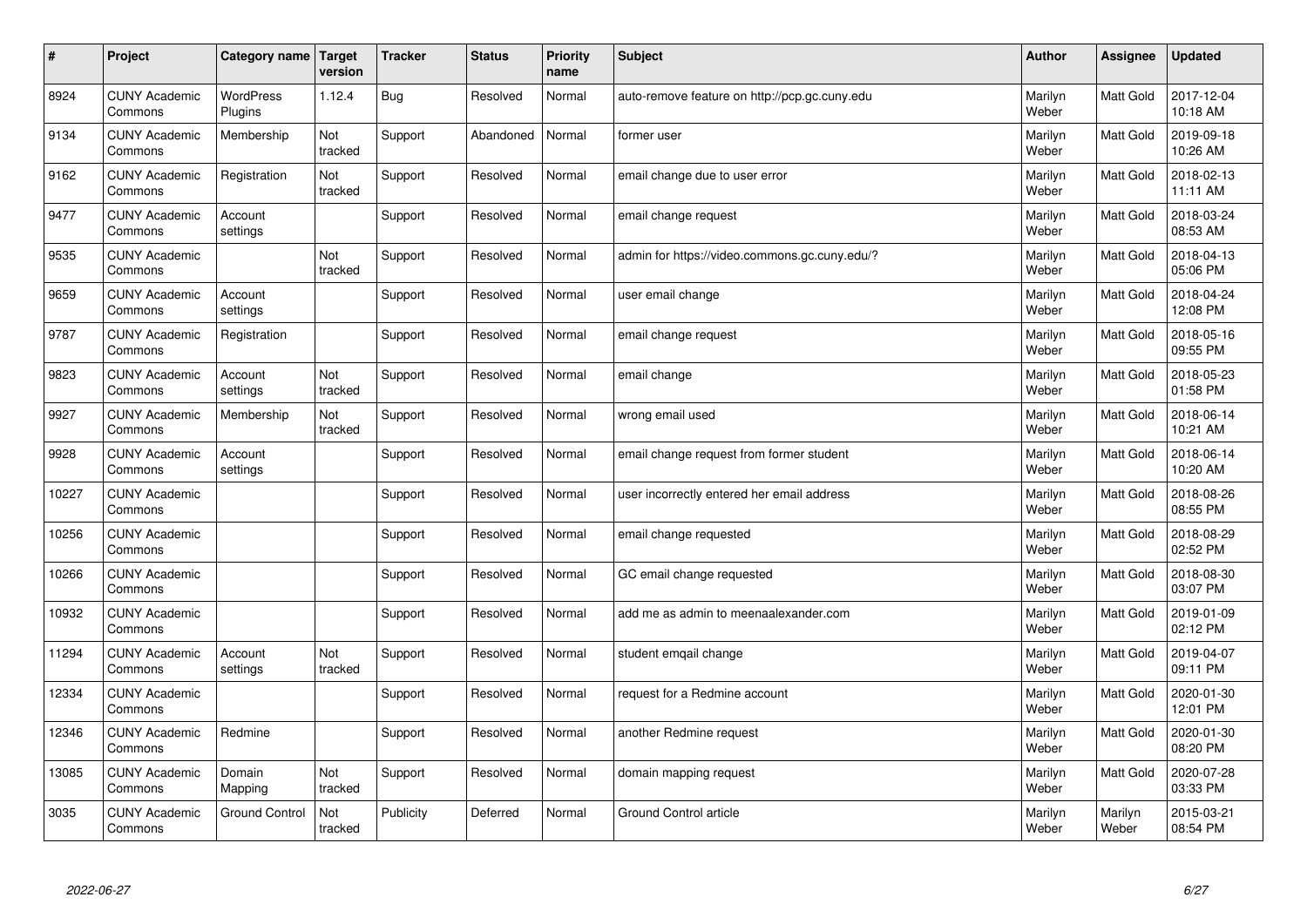| # | Project | Category name | Target version | Tracker | Status | Priority name | Subject | Author | Assignee | Updated |
|---|---|---|---|---|---|---|---|---|---|---|
| 8924 | CUNY Academic Commons | WordPress Plugins | 1.12.4 | Bug | Resolved | Normal | auto-remove feature on http://pcp.gc.cuny.edu | Marilyn Weber | Matt Gold | 2017-12-04 10:18 AM |
| 9134 | CUNY Academic Commons | Membership | Not tracked | Support | Abandoned | Normal | former user | Marilyn Weber | Matt Gold | 2019-09-18 10:26 AM |
| 9162 | CUNY Academic Commons | Registration | Not tracked | Support | Resolved | Normal | email change due to user error | Marilyn Weber | Matt Gold | 2018-02-13 11:11 AM |
| 9477 | CUNY Academic Commons | Account settings | | Support | Resolved | Normal | email change request | Marilyn Weber | Matt Gold | 2018-03-24 08:53 AM |
| 9535 | CUNY Academic Commons | | Not tracked | Support | Resolved | Normal | admin for https://video.commons.gc.cuny.edu/? | Marilyn Weber | Matt Gold | 2018-04-13 05:06 PM |
| 9659 | CUNY Academic Commons | Account settings | | Support | Resolved | Normal | user email change | Marilyn Weber | Matt Gold | 2018-04-24 12:08 PM |
| 9787 | CUNY Academic Commons | Registration | | Support | Resolved | Normal | email change request | Marilyn Weber | Matt Gold | 2018-05-16 09:55 PM |
| 9823 | CUNY Academic Commons | Account settings | Not tracked | Support | Resolved | Normal | email change | Marilyn Weber | Matt Gold | 2018-05-23 01:58 PM |
| 9927 | CUNY Academic Commons | Membership | Not tracked | Support | Resolved | Normal | wrong email used | Marilyn Weber | Matt Gold | 2018-06-14 10:21 AM |
| 9928 | CUNY Academic Commons | Account settings | | Support | Resolved | Normal | email change request from former student | Marilyn Weber | Matt Gold | 2018-06-14 10:20 AM |
| 10227 | CUNY Academic Commons | | | Support | Resolved | Normal | user incorrectly entered her email address | Marilyn Weber | Matt Gold | 2018-08-26 08:55 PM |
| 10256 | CUNY Academic Commons | | | Support | Resolved | Normal | email change requested | Marilyn Weber | Matt Gold | 2018-08-29 02:52 PM |
| 10266 | CUNY Academic Commons | | | Support | Resolved | Normal | GC email change requested | Marilyn Weber | Matt Gold | 2018-08-30 03:07 PM |
| 10932 | CUNY Academic Commons | | | Support | Resolved | Normal | add me as admin to meenaalexander.com | Marilyn Weber | Matt Gold | 2019-01-09 02:12 PM |
| 11294 | CUNY Academic Commons | Account settings | Not tracked | Support | Resolved | Normal | student emqail change | Marilyn Weber | Matt Gold | 2019-04-07 09:11 PM |
| 12334 | CUNY Academic Commons | | | Support | Resolved | Normal | request for a Redmine account | Marilyn Weber | Matt Gold | 2020-01-30 12:01 PM |
| 12346 | CUNY Academic Commons | Redmine | | Support | Resolved | Normal | another Redmine request | Marilyn Weber | Matt Gold | 2020-01-30 08:20 PM |
| 13085 | CUNY Academic Commons | Domain Mapping | Not tracked | Support | Resolved | Normal | domain mapping request | Marilyn Weber | Matt Gold | 2020-07-28 03:33 PM |
| 3035 | CUNY Academic Commons | Ground Control | Not tracked | Publicity | Deferred | Normal | Ground Control article | Marilyn Weber | Marilyn Weber | 2015-03-21 08:54 PM |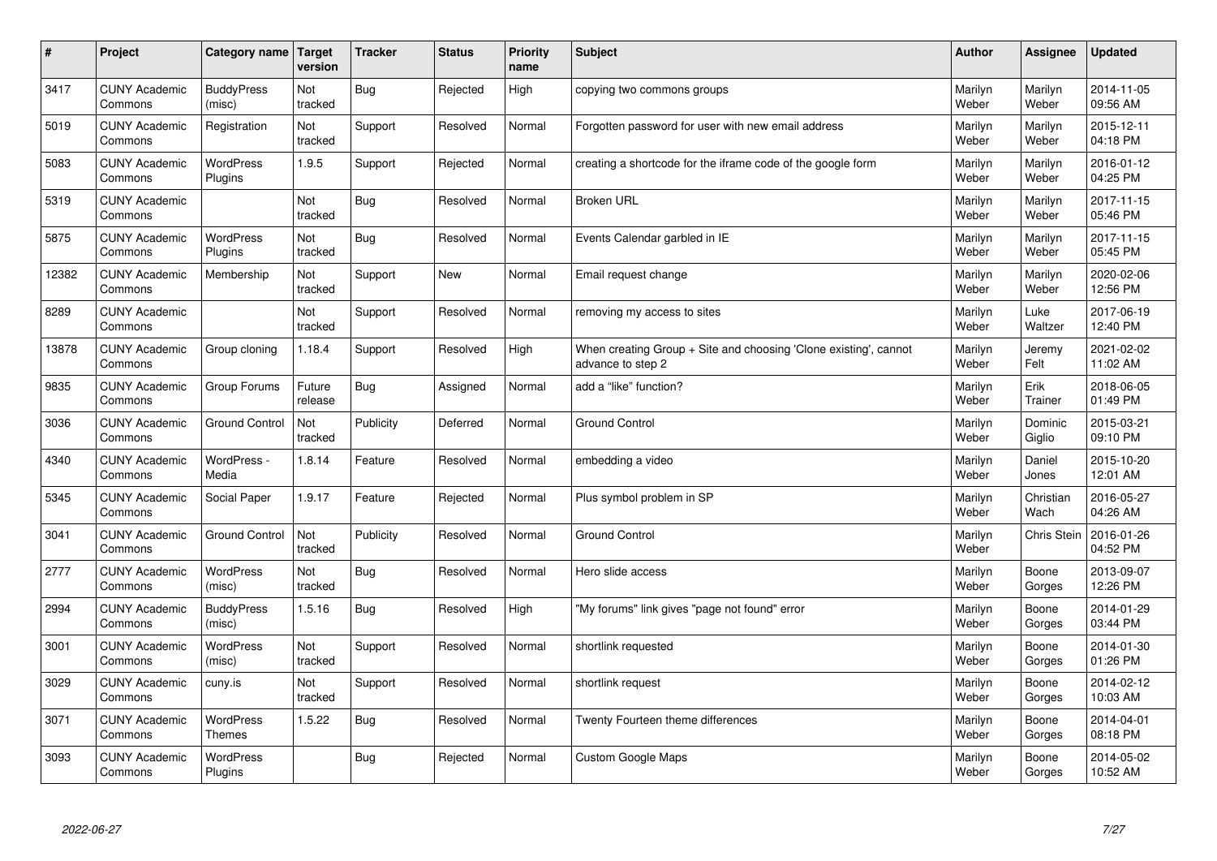| # | Project | Category name | Target version | Tracker | Status | Priority name | Subject | Author | Assignee | Updated |
|---|---|---|---|---|---|---|---|---|---|---|
| 3417 | CUNY Academic Commons | BuddyPress (misc) | Not tracked | Bug | Rejected | High | copying two commons groups | Marilyn Weber | Marilyn Weber | 2014-11-05 09:56 AM |
| 5019 | CUNY Academic Commons | Registration | Not tracked | Support | Resolved | Normal | Forgotten password for user with new email address | Marilyn Weber | Marilyn Weber | 2015-12-11 04:18 PM |
| 5083 | CUNY Academic Commons | WordPress Plugins | 1.9.5 | Support | Rejected | Normal | creating a shortcode for the iframe code of the google form | Marilyn Weber | Marilyn Weber | 2016-01-12 04:25 PM |
| 5319 | CUNY Academic Commons | | Not tracked | Bug | Resolved | Normal | Broken URL | Marilyn Weber | Marilyn Weber | 2017-11-15 05:46 PM |
| 5875 | CUNY Academic Commons | WordPress Plugins | Not tracked | Bug | Resolved | Normal | Events Calendar garbled in IE | Marilyn Weber | Marilyn Weber | 2017-11-15 05:45 PM |
| 12382 | CUNY Academic Commons | Membership | Not tracked | Support | New | Normal | Email request change | Marilyn Weber | Marilyn Weber | 2020-02-06 12:56 PM |
| 8289 | CUNY Academic Commons | | Not tracked | Support | Resolved | Normal | removing my access to sites | Marilyn Weber | Luke Waltzer | 2017-06-19 12:40 PM |
| 13878 | CUNY Academic Commons | Group cloning | 1.18.4 | Support | Resolved | High | When creating Group + Site and choosing 'Clone existing', cannot advance to step 2 | Marilyn Weber | Jeremy Felt | 2021-02-02 11:02 AM |
| 9835 | CUNY Academic Commons | Group Forums | Future release | Bug | Assigned | Normal | add a "like" function? | Marilyn Weber | Erik Trainer | 2018-06-05 01:49 PM |
| 3036 | CUNY Academic Commons | Ground Control | Not tracked | Publicity | Deferred | Normal | Ground Control | Marilyn Weber | Dominic Giglio | 2015-03-21 09:10 PM |
| 4340 | CUNY Academic Commons | WordPress - Media | 1.8.14 | Feature | Resolved | Normal | embedding a video | Marilyn Weber | Daniel Jones | 2015-10-20 12:01 AM |
| 5345 | CUNY Academic Commons | Social Paper | 1.9.17 | Feature | Rejected | Normal | Plus symbol problem in SP | Marilyn Weber | Christian Wach | 2016-05-27 04:26 AM |
| 3041 | CUNY Academic Commons | Ground Control | Not tracked | Publicity | Resolved | Normal | Ground Control | Marilyn Weber | Chris Stein | 2016-01-26 04:52 PM |
| 2777 | CUNY Academic Commons | WordPress (misc) | Not tracked | Bug | Resolved | Normal | Hero slide access | Marilyn Weber | Boone Gorges | 2013-09-07 12:26 PM |
| 2994 | CUNY Academic Commons | BuddyPress (misc) | 1.5.16 | Bug | Resolved | High | "My forums" link gives "page not found" error | Marilyn Weber | Boone Gorges | 2014-01-29 03:44 PM |
| 3001 | CUNY Academic Commons | WordPress (misc) | Not tracked | Support | Resolved | Normal | shortlink requested | Marilyn Weber | Boone Gorges | 2014-01-30 01:26 PM |
| 3029 | CUNY Academic Commons | cuny.is | Not tracked | Support | Resolved | Normal | shortlink request | Marilyn Weber | Boone Gorges | 2014-02-12 10:03 AM |
| 3071 | CUNY Academic Commons | WordPress Themes | 1.5.22 | Bug | Resolved | Normal | Twenty Fourteen theme differences | Marilyn Weber | Boone Gorges | 2014-04-01 08:18 PM |
| 3093 | CUNY Academic Commons | WordPress Plugins | | Bug | Rejected | Normal | Custom Google Maps | Marilyn Weber | Boone Gorges | 2014-05-02 10:52 AM |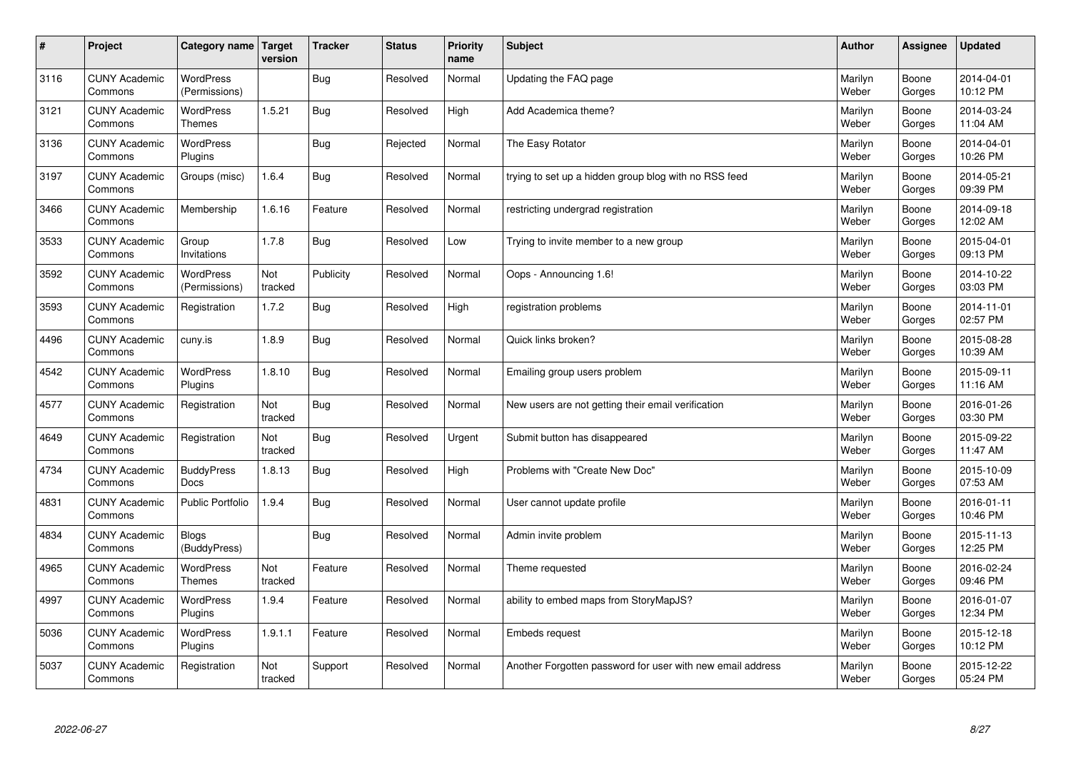| # | Project | Category name | Target version | Tracker | Status | Priority name | Subject | Author | Assignee | Updated |
|---|---|---|---|---|---|---|---|---|---|---|
| 3116 | CUNY Academic Commons | WordPress (Permissions) | | Bug | Resolved | Normal | Updating the FAQ page | Marilyn Weber | Boone Gorges | 2014-04-01 10:12 PM |
| 3121 | CUNY Academic Commons | WordPress Themes | 1.5.21 | Bug | Resolved | High | Add Academica theme? | Marilyn Weber | Boone Gorges | 2014-03-24 11:04 AM |
| 3136 | CUNY Academic Commons | WordPress Plugins | | Bug | Rejected | Normal | The Easy Rotator | Marilyn Weber | Boone Gorges | 2014-04-01 10:26 PM |
| 3197 | CUNY Academic Commons | Groups (misc) | 1.6.4 | Bug | Resolved | Normal | trying to set up a hidden group blog with no RSS feed | Marilyn Weber | Boone Gorges | 2014-05-21 09:39 PM |
| 3466 | CUNY Academic Commons | Membership | 1.6.16 | Feature | Resolved | Normal | restricting undergrad registration | Marilyn Weber | Boone Gorges | 2014-09-18 12:02 AM |
| 3533 | CUNY Academic Commons | Group Invitations | 1.7.8 | Bug | Resolved | Low | Trying to invite member to a new group | Marilyn Weber | Boone Gorges | 2015-04-01 09:13 PM |
| 3592 | CUNY Academic Commons | WordPress (Permissions) | Not tracked | Publicity | Resolved | Normal | Oops - Announcing 1.6! | Marilyn Weber | Boone Gorges | 2014-10-22 03:03 PM |
| 3593 | CUNY Academic Commons | Registration | 1.7.2 | Bug | Resolved | High | registration problems | Marilyn Weber | Boone Gorges | 2014-11-01 02:57 PM |
| 4496 | CUNY Academic Commons | cuny.is | 1.8.9 | Bug | Resolved | Normal | Quick links broken? | Marilyn Weber | Boone Gorges | 2015-08-28 10:39 AM |
| 4542 | CUNY Academic Commons | WordPress Plugins | 1.8.10 | Bug | Resolved | Normal | Emailing group users problem | Marilyn Weber | Boone Gorges | 2015-09-11 11:16 AM |
| 4577 | CUNY Academic Commons | Registration | Not tracked | Bug | Resolved | Normal | New users are not getting their email verification | Marilyn Weber | Boone Gorges | 2016-01-26 03:30 PM |
| 4649 | CUNY Academic Commons | Registration | Not tracked | Bug | Resolved | Urgent | Submit button has disappeared | Marilyn Weber | Boone Gorges | 2015-09-22 11:47 AM |
| 4734 | CUNY Academic Commons | BuddyPress Docs | 1.8.13 | Bug | Resolved | High | Problems with "Create New Doc" | Marilyn Weber | Boone Gorges | 2015-10-09 07:53 AM |
| 4831 | CUNY Academic Commons | Public Portfolio | 1.9.4 | Bug | Resolved | Normal | User cannot update profile | Marilyn Weber | Boone Gorges | 2016-01-11 10:46 PM |
| 4834 | CUNY Academic Commons | Blogs (BuddyPress) | | Bug | Resolved | Normal | Admin invite problem | Marilyn Weber | Boone Gorges | 2015-11-13 12:25 PM |
| 4965 | CUNY Academic Commons | WordPress Themes | Not tracked | Feature | Resolved | Normal | Theme requested | Marilyn Weber | Boone Gorges | 2016-02-24 09:46 PM |
| 4997 | CUNY Academic Commons | WordPress Plugins | 1.9.4 | Feature | Resolved | Normal | ability to embed maps from StoryMapJS? | Marilyn Weber | Boone Gorges | 2016-01-07 12:34 PM |
| 5036 | CUNY Academic Commons | WordPress Plugins | 1.9.1.1 | Feature | Resolved | Normal | Embeds request | Marilyn Weber | Boone Gorges | 2015-12-18 10:12 PM |
| 5037 | CUNY Academic Commons | Registration | Not tracked | Support | Resolved | Normal | Another Forgotten password for user with new email address | Marilyn Weber | Boone Gorges | 2015-12-22 05:24 PM |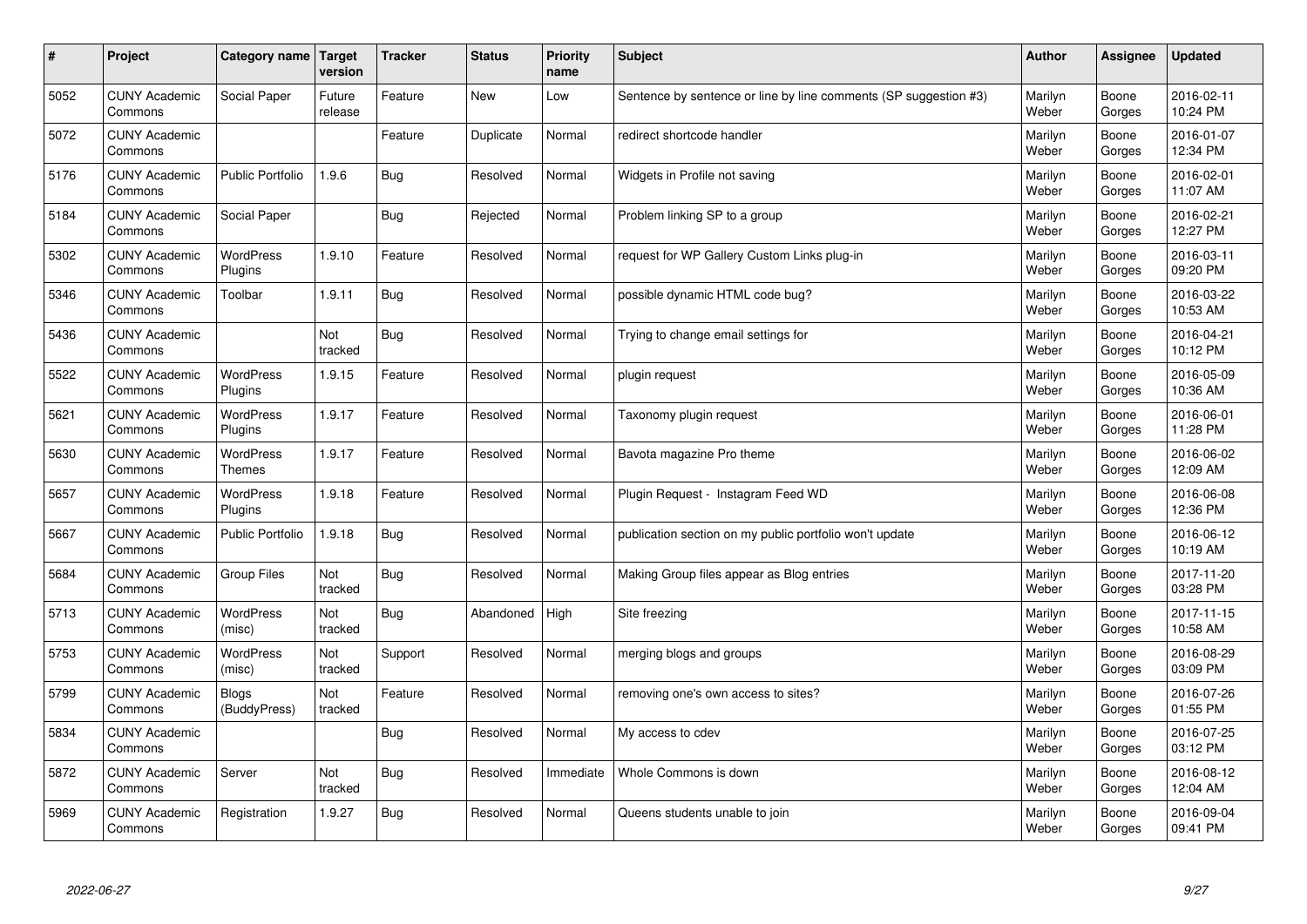| # | Project | Category name | Target version | Tracker | Status | Priority name | Subject | Author | Assignee | Updated |
| --- | --- | --- | --- | --- | --- | --- | --- | --- | --- | --- |
| 5052 | CUNY Academic Commons | Social Paper | Future release | Feature | New | Low | Sentence by sentence or line by line comments (SP suggestion #3) | Marilyn Weber | Boone Gorges | 2016-02-11 10:24 PM |
| 5072 | CUNY Academic Commons | | | Feature | Duplicate | Normal | redirect shortcode handler | Marilyn Weber | Boone Gorges | 2016-01-07 12:34 PM |
| 5176 | CUNY Academic Commons | Public Portfolio | 1.9.6 | Bug | Resolved | Normal | Widgets in Profile not saving | Marilyn Weber | Boone Gorges | 2016-02-01 11:07 AM |
| 5184 | CUNY Academic Commons | Social Paper | | Bug | Rejected | Normal | Problem linking SP to a group | Marilyn Weber | Boone Gorges | 2016-02-21 12:27 PM |
| 5302 | CUNY Academic Commons | WordPress Plugins | 1.9.10 | Feature | Resolved | Normal | request for WP Gallery Custom Links plug-in | Marilyn Weber | Boone Gorges | 2016-03-11 09:20 PM |
| 5346 | CUNY Academic Commons | Toolbar | 1.9.11 | Bug | Resolved | Normal | possible dynamic HTML code bug? | Marilyn Weber | Boone Gorges | 2016-03-22 10:53 AM |
| 5436 | CUNY Academic Commons | | Not tracked | Bug | Resolved | Normal | Trying to change email settings for | Marilyn Weber | Boone Gorges | 2016-04-21 10:12 PM |
| 5522 | CUNY Academic Commons | WordPress Plugins | 1.9.15 | Feature | Resolved | Normal | plugin request | Marilyn Weber | Boone Gorges | 2016-05-09 10:36 AM |
| 5621 | CUNY Academic Commons | WordPress Plugins | 1.9.17 | Feature | Resolved | Normal | Taxonomy plugin request | Marilyn Weber | Boone Gorges | 2016-06-01 11:28 PM |
| 5630 | CUNY Academic Commons | WordPress Themes | 1.9.17 | Feature | Resolved | Normal | Bavota magazine Pro theme | Marilyn Weber | Boone Gorges | 2016-06-02 12:09 AM |
| 5657 | CUNY Academic Commons | WordPress Plugins | 1.9.18 | Feature | Resolved | Normal | Plugin Request - Instagram Feed WD | Marilyn Weber | Boone Gorges | 2016-06-08 12:36 PM |
| 5667 | CUNY Academic Commons | Public Portfolio | 1.9.18 | Bug | Resolved | Normal | publication section on my public portfolio won't update | Marilyn Weber | Boone Gorges | 2016-06-12 10:19 AM |
| 5684 | CUNY Academic Commons | Group Files | Not tracked | Bug | Resolved | Normal | Making Group files appear as Blog entries | Marilyn Weber | Boone Gorges | 2017-11-20 03:28 PM |
| 5713 | CUNY Academic Commons | WordPress (misc) | Not tracked | Bug | Abandoned | High | Site freezing | Marilyn Weber | Boone Gorges | 2017-11-15 10:58 AM |
| 5753 | CUNY Academic Commons | WordPress (misc) | Not tracked | Support | Resolved | Normal | merging blogs and groups | Marilyn Weber | Boone Gorges | 2016-08-29 03:09 PM |
| 5799 | CUNY Academic Commons | Blogs (BuddyPress) | Not tracked | Feature | Resolved | Normal | removing one's own access to sites? | Marilyn Weber | Boone Gorges | 2016-07-26 01:55 PM |
| 5834 | CUNY Academic Commons | | | Bug | Resolved | Normal | My access to cdev | Marilyn Weber | Boone Gorges | 2016-07-25 03:12 PM |
| 5872 | CUNY Academic Commons | Server | Not tracked | Bug | Resolved | Immediate | Whole Commons is down | Marilyn Weber | Boone Gorges | 2016-08-12 12:04 AM |
| 5969 | CUNY Academic Commons | Registration | 1.9.27 | Bug | Resolved | Normal | Queens students unable to join | Marilyn Weber | Boone Gorges | 2016-09-04 09:41 PM |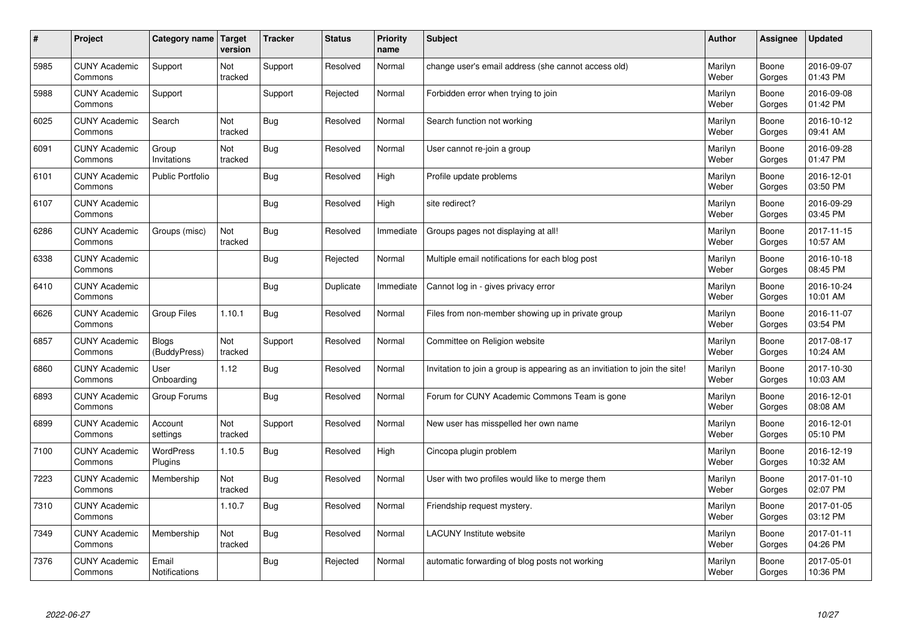| # | Project | Category name | Target version | Tracker | Status | Priority name | Subject | Author | Assignee | Updated |
|---|---|---|---|---|---|---|---|---|---|---|
| 5985 | CUNY Academic Commons | Support | Not tracked | Support | Resolved | Normal | change user's email address (she cannot access old) | Marilyn Weber | Boone Gorges | 2016-09-07 01:43 PM |
| 5988 | CUNY Academic Commons | Support | | Support | Rejected | Normal | Forbidden error when trying to join | Marilyn Weber | Boone Gorges | 2016-09-08 01:42 PM |
| 6025 | CUNY Academic Commons | Search | Not tracked | Bug | Resolved | Normal | Search function not working | Marilyn Weber | Boone Gorges | 2016-10-12 09:41 AM |
| 6091 | CUNY Academic Commons | Group Invitations | Not tracked | Bug | Resolved | Normal | User cannot re-join a group | Marilyn Weber | Boone Gorges | 2016-09-28 01:47 PM |
| 6101 | CUNY Academic Commons | Public Portfolio | | Bug | Resolved | High | Profile update problems | Marilyn Weber | Boone Gorges | 2016-12-01 03:50 PM |
| 6107 | CUNY Academic Commons | | | Bug | Resolved | High | site redirect? | Marilyn Weber | Boone Gorges | 2016-09-29 03:45 PM |
| 6286 | CUNY Academic Commons | Groups (misc) | Not tracked | Bug | Resolved | Immediate | Groups pages not displaying at all! | Marilyn Weber | Boone Gorges | 2017-11-15 10:57 AM |
| 6338 | CUNY Academic Commons | | | Bug | Rejected | Normal | Multiple email notifications for each blog post | Marilyn Weber | Boone Gorges | 2016-10-18 08:45 PM |
| 6410 | CUNY Academic Commons | | | Bug | Duplicate | Immediate | Cannot log in - gives privacy error | Marilyn Weber | Boone Gorges | 2016-10-24 10:01 AM |
| 6626 | CUNY Academic Commons | Group Files | 1.10.1 | Bug | Resolved | Normal | Files from non-member showing up in private group | Marilyn Weber | Boone Gorges | 2016-11-07 03:54 PM |
| 6857 | CUNY Academic Commons | Blogs (BuddyPress) | Not tracked | Support | Resolved | Normal | Committee on Religion website | Marilyn Weber | Boone Gorges | 2017-08-17 10:24 AM |
| 6860 | CUNY Academic Commons | User Onboarding | 1.12 | Bug | Resolved | Normal | Invitation to join a group is appearing as an invitiation to join the site! | Marilyn Weber | Boone Gorges | 2017-10-30 10:03 AM |
| 6893 | CUNY Academic Commons | Group Forums | | Bug | Resolved | Normal | Forum for CUNY Academic Commons Team is gone | Marilyn Weber | Boone Gorges | 2016-12-01 08:08 AM |
| 6899 | CUNY Academic Commons | Account settings | Not tracked | Support | Resolved | Normal | New user has misspelled her own name | Marilyn Weber | Boone Gorges | 2016-12-01 05:10 PM |
| 7100 | CUNY Academic Commons | WordPress Plugins | 1.10.5 | Bug | Resolved | High | Cincopa plugin problem | Marilyn Weber | Boone Gorges | 2016-12-19 10:32 AM |
| 7223 | CUNY Academic Commons | Membership | Not tracked | Bug | Resolved | Normal | User with two profiles would like to merge them | Marilyn Weber | Boone Gorges | 2017-01-10 02:07 PM |
| 7310 | CUNY Academic Commons | | 1.10.7 | Bug | Resolved | Normal | Friendship request mystery. | Marilyn Weber | Boone Gorges | 2017-01-05 03:12 PM |
| 7349 | CUNY Academic Commons | Membership | Not tracked | Bug | Resolved | Normal | LACUNY Institute website | Marilyn Weber | Boone Gorges | 2017-01-11 04:26 PM |
| 7376 | CUNY Academic Commons | Email Notifications | | Bug | Rejected | Normal | automatic forwarding of blog posts not working | Marilyn Weber | Boone Gorges | 2017-05-01 10:36 PM |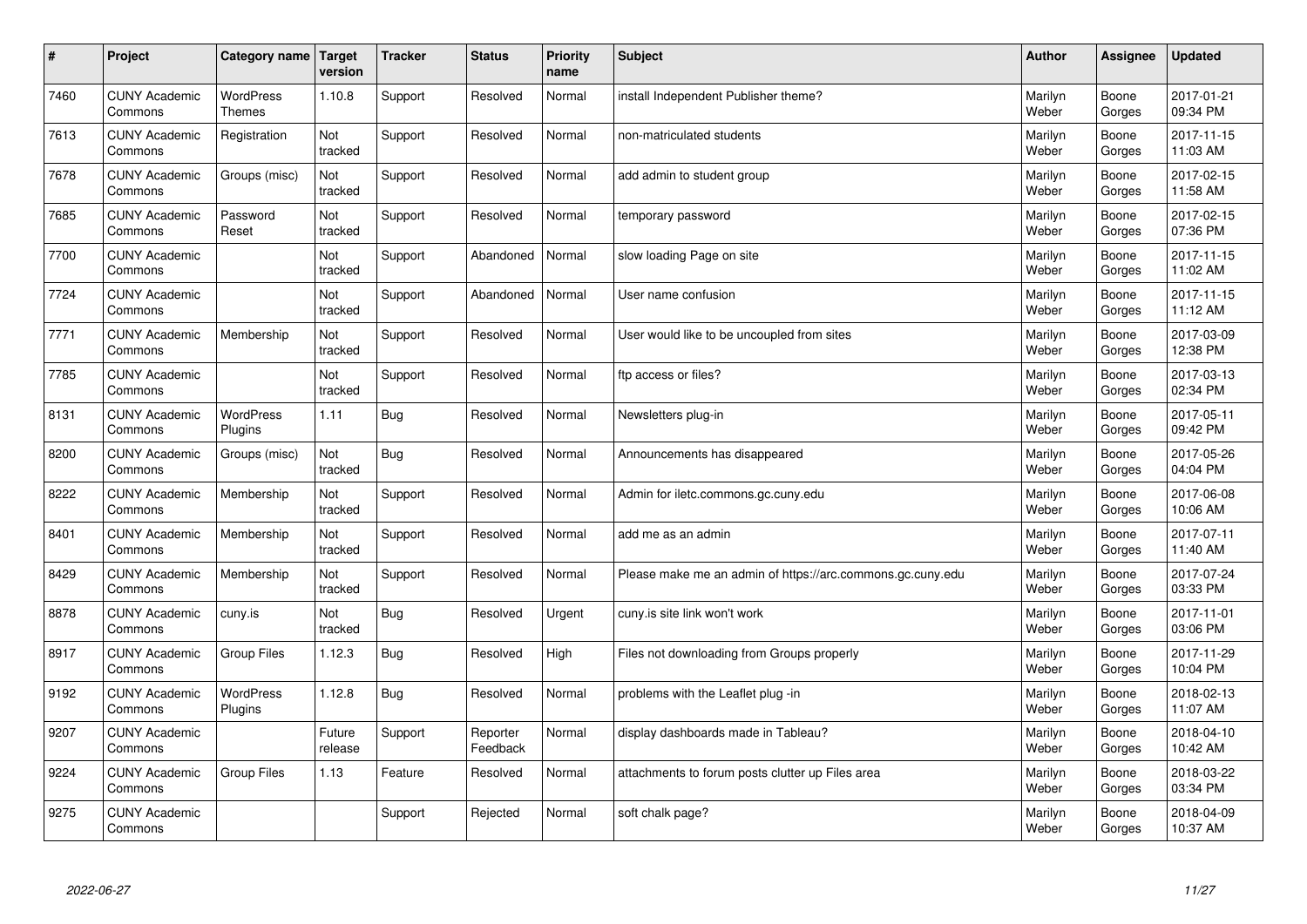| # | Project | Category name | Target version | Tracker | Status | Priority name | Subject | Author | Assignee | Updated |
|---|---|---|---|---|---|---|---|---|---|---|
| 7460 | CUNY Academic Commons | WordPress Themes | 1.10.8 | Support | Resolved | Normal | install Independent Publisher theme? | Marilyn Weber | Boone Gorges | 2017-01-21 09:34 PM |
| 7613 | CUNY Academic Commons | Registration | Not tracked | Support | Resolved | Normal | non-matriculated students | Marilyn Weber | Boone Gorges | 2017-11-15 11:03 AM |
| 7678 | CUNY Academic Commons | Groups (misc) | Not tracked | Support | Resolved | Normal | add admin to student group | Marilyn Weber | Boone Gorges | 2017-02-15 11:58 AM |
| 7685 | CUNY Academic Commons | Password Reset | Not tracked | Support | Resolved | Normal | temporary password | Marilyn Weber | Boone Gorges | 2017-02-15 07:36 PM |
| 7700 | CUNY Academic Commons | | Not tracked | Support | Abandoned | Normal | slow loading Page on site | Marilyn Weber | Boone Gorges | 2017-11-15 11:02 AM |
| 7724 | CUNY Academic Commons | | Not tracked | Support | Abandoned | Normal | User name confusion | Marilyn Weber | Boone Gorges | 2017-11-15 11:12 AM |
| 7771 | CUNY Academic Commons | Membership | Not tracked | Support | Resolved | Normal | User would like to be uncoupled from sites | Marilyn Weber | Boone Gorges | 2017-03-09 12:38 PM |
| 7785 | CUNY Academic Commons | | Not tracked | Support | Resolved | Normal | ftp access or files? | Marilyn Weber | Boone Gorges | 2017-03-13 02:34 PM |
| 8131 | CUNY Academic Commons | WordPress Plugins | 1.11 | Bug | Resolved | Normal | Newsletters plug-in | Marilyn Weber | Boone Gorges | 2017-05-11 09:42 PM |
| 8200 | CUNY Academic Commons | Groups (misc) | Not tracked | Bug | Resolved | Normal | Announcements has disappeared | Marilyn Weber | Boone Gorges | 2017-05-26 04:04 PM |
| 8222 | CUNY Academic Commons | Membership | Not tracked | Support | Resolved | Normal | Admin for iletc.commons.gc.cuny.edu | Marilyn Weber | Boone Gorges | 2017-06-08 10:06 AM |
| 8401 | CUNY Academic Commons | Membership | Not tracked | Support | Resolved | Normal | add me as an admin | Marilyn Weber | Boone Gorges | 2017-07-11 11:40 AM |
| 8429 | CUNY Academic Commons | Membership | Not tracked | Support | Resolved | Normal | Please make me an admin of https://arc.commons.gc.cuny.edu | Marilyn Weber | Boone Gorges | 2017-07-24 03:33 PM |
| 8878 | CUNY Academic Commons | cuny.is | Not tracked | Bug | Resolved | Urgent | cuny.is site link won't work | Marilyn Weber | Boone Gorges | 2017-11-01 03:06 PM |
| 8917 | CUNY Academic Commons | Group Files | 1.12.3 | Bug | Resolved | High | Files not downloading from Groups properly | Marilyn Weber | Boone Gorges | 2017-11-29 10:04 PM |
| 9192 | CUNY Academic Commons | WordPress Plugins | 1.12.8 | Bug | Resolved | Normal | problems with the Leaflet plug -in | Marilyn Weber | Boone Gorges | 2018-02-13 11:07 AM |
| 9207 | CUNY Academic Commons | | Future release | Support | Reporter Feedback | Normal | display dashboards made in Tableau? | Marilyn Weber | Boone Gorges | 2018-04-10 10:42 AM |
| 9224 | CUNY Academic Commons | Group Files | 1.13 | Feature | Resolved | Normal | attachments to forum posts clutter up Files area | Marilyn Weber | Boone Gorges | 2018-03-22 03:34 PM |
| 9275 | CUNY Academic Commons | | | Support | Rejected | Normal | soft chalk page? | Marilyn Weber | Boone Gorges | 2018-04-09 10:37 AM |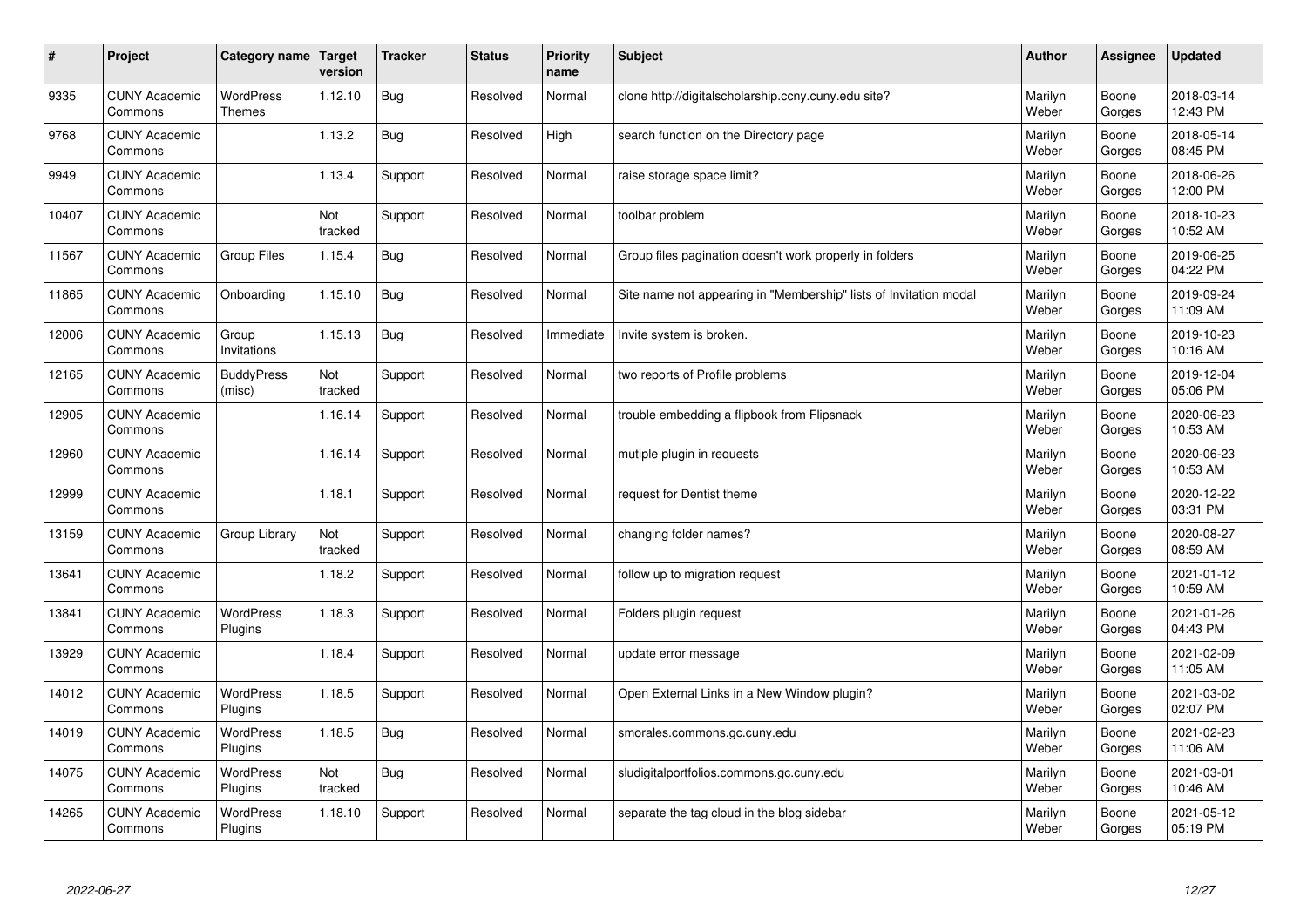| # | Project | Category name | Target version | Tracker | Status | Priority name | Subject | Author | Assignee | Updated |
|---|---|---|---|---|---|---|---|---|---|---|
| 9335 | CUNY Academic Commons | WordPress Themes | 1.12.10 | Bug | Resolved | Normal | clone http://digitalscholarship.ccny.cuny.edu site? | Marilyn Weber | Boone Gorges | 2018-03-14 12:43 PM |
| 9768 | CUNY Academic Commons | | 1.13.2 | Bug | Resolved | High | search function on the Directory page | Marilyn Weber | Boone Gorges | 2018-05-14 08:45 PM |
| 9949 | CUNY Academic Commons | | 1.13.4 | Support | Resolved | Normal | raise storage space limit? | Marilyn Weber | Boone Gorges | 2018-06-26 12:00 PM |
| 10407 | CUNY Academic Commons | | Not tracked | Support | Resolved | Normal | toolbar problem | Marilyn Weber | Boone Gorges | 2018-10-23 10:52 AM |
| 11567 | CUNY Academic Commons | Group Files | 1.15.4 | Bug | Resolved | Normal | Group files pagination doesn't work properly in folders | Marilyn Weber | Boone Gorges | 2019-06-25 04:22 PM |
| 11865 | CUNY Academic Commons | Onboarding | 1.15.10 | Bug | Resolved | Normal | Site name not appearing in "Membership" lists of Invitation modal | Marilyn Weber | Boone Gorges | 2019-09-24 11:09 AM |
| 12006 | CUNY Academic Commons | Group Invitations | 1.15.13 | Bug | Resolved | Immediate | Invite system is broken. | Marilyn Weber | Boone Gorges | 2019-10-23 10:16 AM |
| 12165 | CUNY Academic Commons | BuddyPress (misc) | Not tracked | Support | Resolved | Normal | two reports of Profile problems | Marilyn Weber | Boone Gorges | 2019-12-04 05:06 PM |
| 12905 | CUNY Academic Commons | | 1.16.14 | Support | Resolved | Normal | trouble embedding a flipbook from Flipsnack | Marilyn Weber | Boone Gorges | 2020-06-23 10:53 AM |
| 12960 | CUNY Academic Commons | | 1.16.14 | Support | Resolved | Normal | mutiple plugin in requests | Marilyn Weber | Boone Gorges | 2020-06-23 10:53 AM |
| 12999 | CUNY Academic Commons | | 1.18.1 | Support | Resolved | Normal | request for Dentist theme | Marilyn Weber | Boone Gorges | 2020-12-22 03:31 PM |
| 13159 | CUNY Academic Commons | Group Library | Not tracked | Support | Resolved | Normal | changing folder names? | Marilyn Weber | Boone Gorges | 2020-08-27 08:59 AM |
| 13641 | CUNY Academic Commons | | 1.18.2 | Support | Resolved | Normal | follow up to migration request | Marilyn Weber | Boone Gorges | 2021-01-12 10:59 AM |
| 13841 | CUNY Academic Commons | WordPress Plugins | 1.18.3 | Support | Resolved | Normal | Folders plugin request | Marilyn Weber | Boone Gorges | 2021-01-26 04:43 PM |
| 13929 | CUNY Academic Commons | | 1.18.4 | Support | Resolved | Normal | update error message | Marilyn Weber | Boone Gorges | 2021-02-09 11:05 AM |
| 14012 | CUNY Academic Commons | WordPress Plugins | 1.18.5 | Support | Resolved | Normal | Open External Links in a New Window plugin? | Marilyn Weber | Boone Gorges | 2021-03-02 02:07 PM |
| 14019 | CUNY Academic Commons | WordPress Plugins | 1.18.5 | Bug | Resolved | Normal | smorales.commons.gc.cuny.edu | Marilyn Weber | Boone Gorges | 2021-02-23 11:06 AM |
| 14075 | CUNY Academic Commons | WordPress Plugins | Not tracked | Bug | Resolved | Normal | sludigitalportfolios.commons.gc.cuny.edu | Marilyn Weber | Boone Gorges | 2021-03-01 10:46 AM |
| 14265 | CUNY Academic Commons | WordPress Plugins | 1.18.10 | Support | Resolved | Normal | separate the tag cloud in the blog sidebar | Marilyn Weber | Boone Gorges | 2021-05-12 05:19 PM |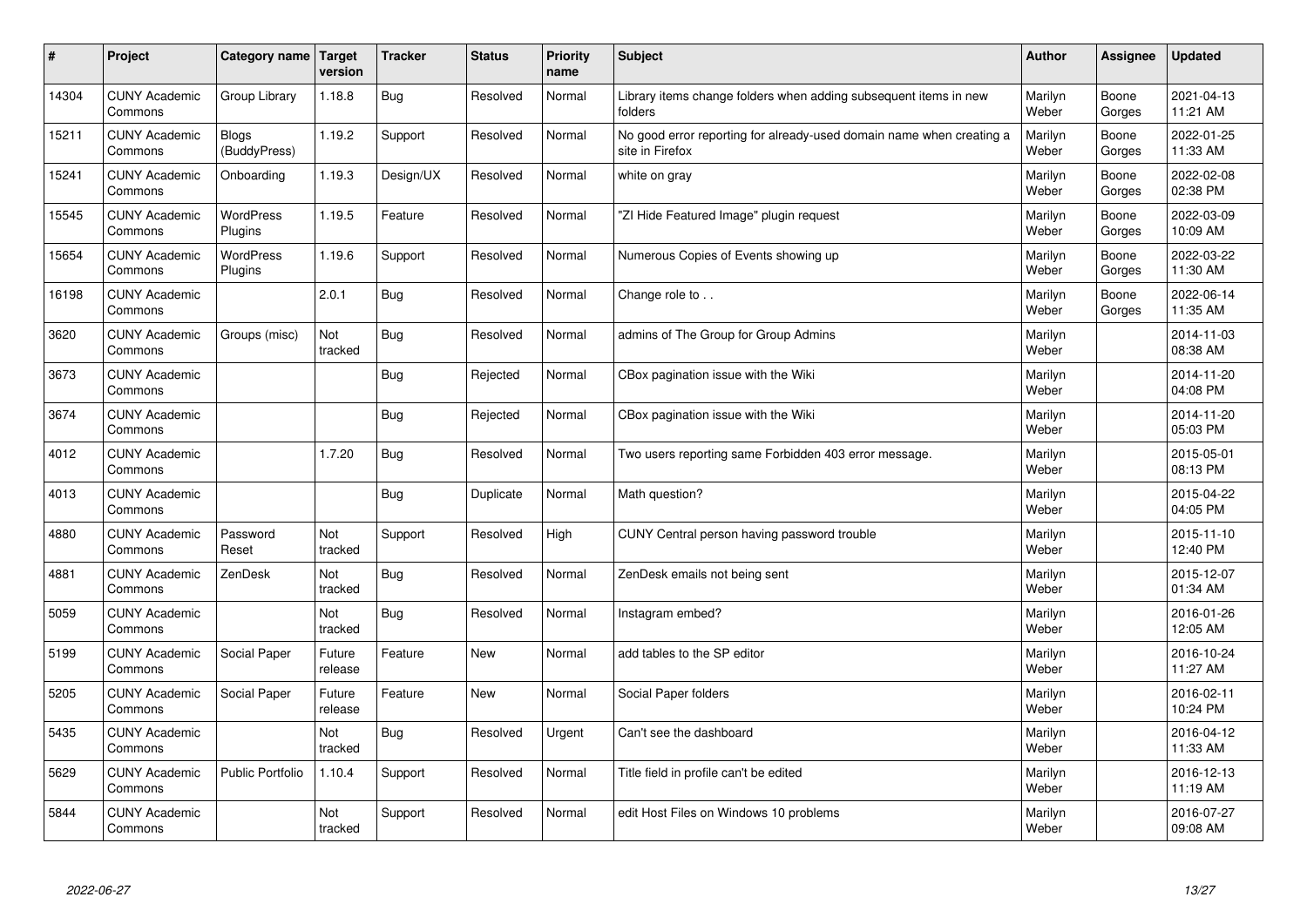| # | Project | Category name | Target version | Tracker | Status | Priority name | Subject | Author | Assignee | Updated |
|---|---|---|---|---|---|---|---|---|---|---|
| 14304 | CUNY Academic Commons | Group Library | 1.18.8 | Bug | Resolved | Normal | Library items change folders when adding subsequent items in new folders | Marilyn Weber | Boone Gorges | 2021-04-13 11:21 AM |
| 15211 | CUNY Academic Commons | Blogs (BuddyPress) | 1.19.2 | Support | Resolved | Normal | No good error reporting for already-used domain name when creating a site in Firefox | Marilyn Weber | Boone Gorges | 2022-01-25 11:33 AM |
| 15241 | CUNY Academic Commons | Onboarding | 1.19.3 | Design/UX | Resolved | Normal | white on gray | Marilyn Weber | Boone Gorges | 2022-02-08 02:38 PM |
| 15545 | CUNY Academic Commons | WordPress Plugins | 1.19.5 | Feature | Resolved | Normal | "ZI Hide Featured Image" plugin request | Marilyn Weber | Boone Gorges | 2022-03-09 10:09 AM |
| 15654 | CUNY Academic Commons | WordPress Plugins | 1.19.6 | Support | Resolved | Normal | Numerous Copies of Events showing up | Marilyn Weber | Boone Gorges | 2022-03-22 11:30 AM |
| 16198 | CUNY Academic Commons | | 2.0.1 | Bug | Resolved | Normal | Change role to . . | Marilyn Weber | Boone Gorges | 2022-06-14 11:35 AM |
| 3620 | CUNY Academic Commons | Groups (misc) | Not tracked | Bug | Resolved | Normal | admins of The Group for Group Admins | Marilyn Weber | | 2014-11-03 08:38 AM |
| 3673 | CUNY Academic Commons | | | Bug | Rejected | Normal | CBox pagination issue with the Wiki | Marilyn Weber | | 2014-11-20 04:08 PM |
| 3674 | CUNY Academic Commons | | | Bug | Rejected | Normal | CBox pagination issue with the Wiki | Marilyn Weber | | 2014-11-20 05:03 PM |
| 4012 | CUNY Academic Commons | | 1.7.20 | Bug | Resolved | Normal | Two users reporting same Forbidden 403 error message. | Marilyn Weber | | 2015-05-01 08:13 PM |
| 4013 | CUNY Academic Commons | | | Bug | Duplicate | Normal | Math question? | Marilyn Weber | | 2015-04-22 04:05 PM |
| 4880 | CUNY Academic Commons | Password Reset | Not tracked | Support | Resolved | High | CUNY Central person having password trouble | Marilyn Weber | | 2015-11-10 12:40 PM |
| 4881 | CUNY Academic Commons | ZenDesk | Not tracked | Bug | Resolved | Normal | ZenDesk emails not being sent | Marilyn Weber | | 2015-12-07 01:34 AM |
| 5059 | CUNY Academic Commons | | Not tracked | Bug | Resolved | Normal | Instagram embed? | Marilyn Weber | | 2016-01-26 12:05 AM |
| 5199 | CUNY Academic Commons | Social Paper | Future release | Feature | New | Normal | add tables to the SP editor | Marilyn Weber | | 2016-10-24 11:27 AM |
| 5205 | CUNY Academic Commons | Social Paper | Future release | Feature | New | Normal | Social Paper folders | Marilyn Weber | | 2016-02-11 10:24 PM |
| 5435 | CUNY Academic Commons | | Not tracked | Bug | Resolved | Urgent | Can't see the dashboard | Marilyn Weber | | 2016-04-12 11:33 AM |
| 5629 | CUNY Academic Commons | Public Portfolio | 1.10.4 | Support | Resolved | Normal | Title field in profile can't be edited | Marilyn Weber | | 2016-12-13 11:19 AM |
| 5844 | CUNY Academic Commons | | Not tracked | Support | Resolved | Normal | edit Host Files on Windows 10 problems | Marilyn Weber | | 2016-07-27 09:08 AM |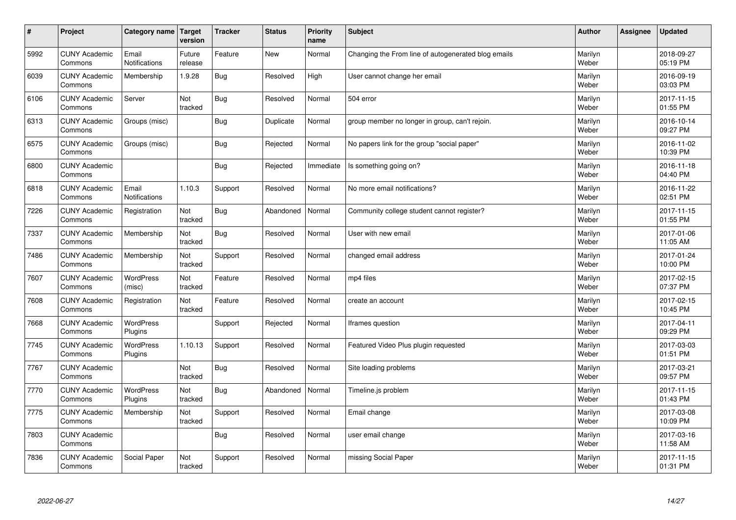| # | Project | Category name | Target version | Tracker | Status | Priority name | Subject | Author | Assignee | Updated |
|---|---|---|---|---|---|---|---|---|---|---|
| 5992 | CUNY Academic Commons | Email Notifications | Future release | Feature | New | Normal | Changing the From line of autogenerated blog emails | Marilyn Weber | | 2018-09-27 05:19 PM |
| 6039 | CUNY Academic Commons | Membership | 1.9.28 | Bug | Resolved | High | User cannot change her email | Marilyn Weber | | 2016-09-19 03:03 PM |
| 6106 | CUNY Academic Commons | Server | Not tracked | Bug | Resolved | Normal | 504 error | Marilyn Weber | | 2017-11-15 01:55 PM |
| 6313 | CUNY Academic Commons | Groups (misc) | | Bug | Duplicate | Normal | group member no longer in group, can't rejoin. | Marilyn Weber | | 2016-10-14 09:27 PM |
| 6575 | CUNY Academic Commons | Groups (misc) | | Bug | Rejected | Normal | No papers link for the group "social paper" | Marilyn Weber | | 2016-11-02 10:39 PM |
| 6800 | CUNY Academic Commons | | | Bug | Rejected | Immediate | Is something going on? | Marilyn Weber | | 2016-11-18 04:40 PM |
| 6818 | CUNY Academic Commons | Email Notifications | 1.10.3 | Support | Resolved | Normal | No more email notifications? | Marilyn Weber | | 2016-11-22 02:51 PM |
| 7226 | CUNY Academic Commons | Registration | Not tracked | Bug | Abandoned | Normal | Community college student cannot register? | Marilyn Weber | | 2017-11-15 01:55 PM |
| 7337 | CUNY Academic Commons | Membership | Not tracked | Bug | Resolved | Normal | User with new email | Marilyn Weber | | 2017-01-06 11:05 AM |
| 7486 | CUNY Academic Commons | Membership | Not tracked | Support | Resolved | Normal | changed email address | Marilyn Weber | | 2017-01-24 10:00 PM |
| 7607 | CUNY Academic Commons | WordPress (misc) | Not tracked | Feature | Resolved | Normal | mp4 files | Marilyn Weber | | 2017-02-15 07:37 PM |
| 7608 | CUNY Academic Commons | Registration | Not tracked | Feature | Resolved | Normal | create an account | Marilyn Weber | | 2017-02-15 10:45 PM |
| 7668 | CUNY Academic Commons | WordPress Plugins | | Support | Rejected | Normal | Iframes question | Marilyn Weber | | 2017-04-11 09:29 PM |
| 7745 | CUNY Academic Commons | WordPress Plugins | 1.10.13 | Support | Resolved | Normal | Featured Video Plus plugin requested | Marilyn Weber | | 2017-03-03 01:51 PM |
| 7767 | CUNY Academic Commons | | Not tracked | Bug | Resolved | Normal | Site loading problems | Marilyn Weber | | 2017-03-21 09:57 PM |
| 7770 | CUNY Academic Commons | WordPress Plugins | Not tracked | Bug | Abandoned | Normal | Timeline.js problem | Marilyn Weber | | 2017-11-15 01:43 PM |
| 7775 | CUNY Academic Commons | Membership | Not tracked | Support | Resolved | Normal | Email change | Marilyn Weber | | 2017-03-08 10:09 PM |
| 7803 | CUNY Academic Commons | | | Bug | Resolved | Normal | user email change | Marilyn Weber | | 2017-03-16 11:58 AM |
| 7836 | CUNY Academic Commons | Social Paper | Not tracked | Support | Resolved | Normal | missing Social Paper | Marilyn Weber | | 2017-11-15 01:31 PM |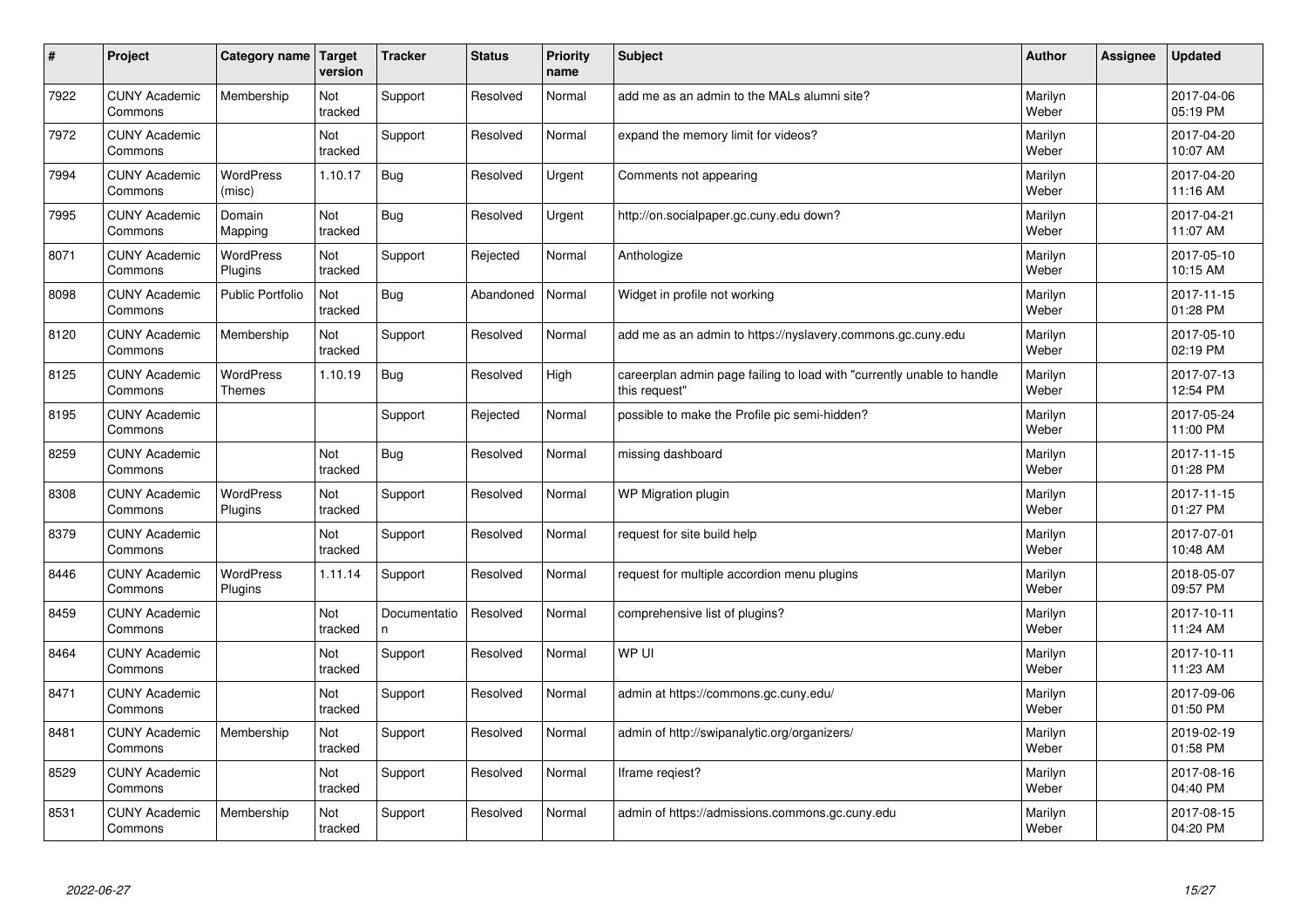| # | Project | Category name | Target version | Tracker | Status | Priority name | Subject | Author | Assignee | Updated |
|---|---|---|---|---|---|---|---|---|---|---|
| 7922 | CUNY Academic Commons | Membership | Not tracked | Support | Resolved | Normal | add me as an admin to the MALs alumni site? | Marilyn Weber | | 2017-04-06 05:19 PM |
| 7972 | CUNY Academic Commons | | Not tracked | Support | Resolved | Normal | expand the memory limit for videos? | Marilyn Weber | | 2017-04-20 10:07 AM |
| 7994 | CUNY Academic Commons | WordPress (misc) | 1.10.17 | Bug | Resolved | Urgent | Comments not appearing | Marilyn Weber | | 2017-04-20 11:16 AM |
| 7995 | CUNY Academic Commons | Domain Mapping | Not tracked | Bug | Resolved | Urgent | http://on.socialpaper.gc.cuny.edu down? | Marilyn Weber | | 2017-04-21 11:07 AM |
| 8071 | CUNY Academic Commons | WordPress Plugins | Not tracked | Support | Rejected | Normal | Anthologize | Marilyn Weber | | 2017-05-10 10:15 AM |
| 8098 | CUNY Academic Commons | Public Portfolio | Not tracked | Bug | Abandoned | Normal | Widget in profile not working | Marilyn Weber | | 2017-11-15 01:28 PM |
| 8120 | CUNY Academic Commons | Membership | Not tracked | Support | Resolved | Normal | add me as an admin to https://nyslavery.commons.gc.cuny.edu | Marilyn Weber | | 2017-05-10 02:19 PM |
| 8125 | CUNY Academic Commons | WordPress Themes | 1.10.19 | Bug | Resolved | High | careerplan admin page failing to load with "currently unable to handle this request" | Marilyn Weber | | 2017-07-13 12:54 PM |
| 8195 | CUNY Academic Commons | | | Support | Rejected | Normal | possible to make the Profile pic semi-hidden? | Marilyn Weber | | 2017-05-24 11:00 PM |
| 8259 | CUNY Academic Commons | | Not tracked | Bug | Resolved | Normal | missing dashboard | Marilyn Weber | | 2017-11-15 01:28 PM |
| 8308 | CUNY Academic Commons | WordPress Plugins | Not tracked | Support | Resolved | Normal | WP Migration plugin | Marilyn Weber | | 2017-11-15 01:27 PM |
| 8379 | CUNY Academic Commons | | Not tracked | Support | Resolved | Normal | request for site build help | Marilyn Weber | | 2017-07-01 10:48 AM |
| 8446 | CUNY Academic Commons | WordPress Plugins | 1.11.14 | Support | Resolved | Normal | request for multiple accordion menu plugins | Marilyn Weber | | 2018-05-07 09:57 PM |
| 8459 | CUNY Academic Commons | | Not tracked | Documentation | Resolved | Normal | comprehensive list of plugins? | Marilyn Weber | | 2017-10-11 11:24 AM |
| 8464 | CUNY Academic Commons | | Not tracked | Support | Resolved | Normal | WP UI | Marilyn Weber | | 2017-10-11 11:23 AM |
| 8471 | CUNY Academic Commons | | Not tracked | Support | Resolved | Normal | admin at https://commons.gc.cuny.edu/ | Marilyn Weber | | 2017-09-06 01:50 PM |
| 8481 | CUNY Academic Commons | Membership | Not tracked | Support | Resolved | Normal | admin of http://swipanalytic.org/organizers/ | Marilyn Weber | | 2019-02-19 01:58 PM |
| 8529 | CUNY Academic Commons | | Not tracked | Support | Resolved | Normal | Iframe reqiest? | Marilyn Weber | | 2017-08-16 04:40 PM |
| 8531 | CUNY Academic Commons | Membership | Not tracked | Support | Resolved | Normal | admin of https://admissions.commons.gc.cuny.edu | Marilyn Weber | | 2017-08-15 04:20 PM |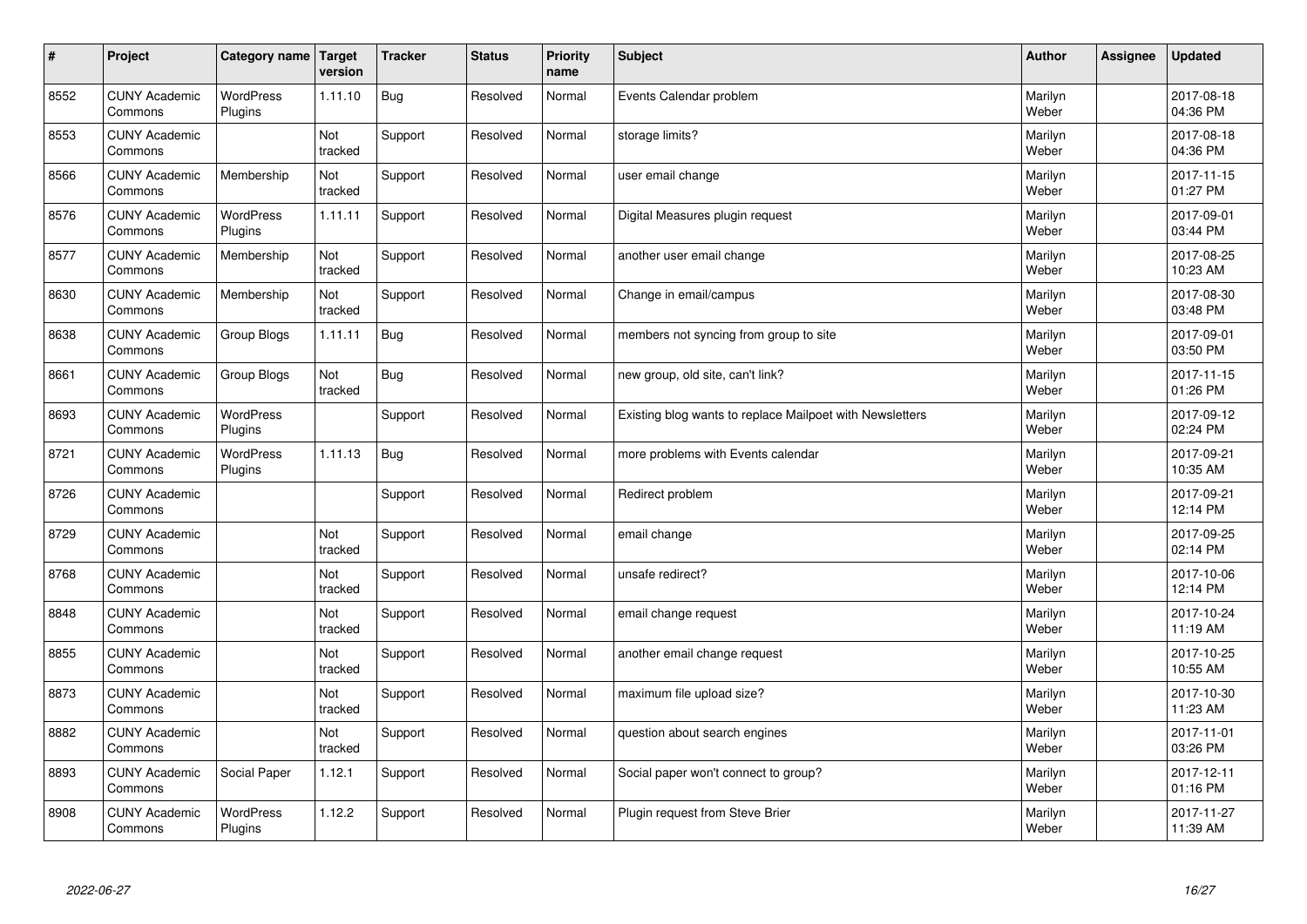| # | Project | Category name | Target version | Tracker | Status | Priority name | Subject | Author | Assignee | Updated |
|---|---|---|---|---|---|---|---|---|---|---|
| 8552 | CUNY Academic Commons | WordPress Plugins | 1.11.10 | Bug | Resolved | Normal | Events Calendar problem | Marilyn Weber | | 2017-08-18 04:36 PM |
| 8553 | CUNY Academic Commons | | Not tracked | Support | Resolved | Normal | storage limits? | Marilyn Weber | | 2017-08-18 04:36 PM |
| 8566 | CUNY Academic Commons | Membership | Not tracked | Support | Resolved | Normal | user email change | Marilyn Weber | | 2017-11-15 01:27 PM |
| 8576 | CUNY Academic Commons | WordPress Plugins | 1.11.11 | Support | Resolved | Normal | Digital Measures plugin request | Marilyn Weber | | 2017-09-01 03:44 PM |
| 8577 | CUNY Academic Commons | Membership | Not tracked | Support | Resolved | Normal | another user email change | Marilyn Weber | | 2017-08-25 10:23 AM |
| 8630 | CUNY Academic Commons | Membership | Not tracked | Support | Resolved | Normal | Change in email/campus | Marilyn Weber | | 2017-08-30 03:48 PM |
| 8638 | CUNY Academic Commons | Group Blogs | 1.11.11 | Bug | Resolved | Normal | members not syncing from group to site | Marilyn Weber | | 2017-09-01 03:50 PM |
| 8661 | CUNY Academic Commons | Group Blogs | Not tracked | Bug | Resolved | Normal | new group, old site, can't link? | Marilyn Weber | | 2017-11-15 01:26 PM |
| 8693 | CUNY Academic Commons | WordPress Plugins | | Support | Resolved | Normal | Existing blog wants to replace Mailpoet with Newsletters | Marilyn Weber | | 2017-09-12 02:24 PM |
| 8721 | CUNY Academic Commons | WordPress Plugins | 1.11.13 | Bug | Resolved | Normal | more problems with Events calendar | Marilyn Weber | | 2017-09-21 10:35 AM |
| 8726 | CUNY Academic Commons | | | Support | Resolved | Normal | Redirect problem | Marilyn Weber | | 2017-09-21 12:14 PM |
| 8729 | CUNY Academic Commons | | Not tracked | Support | Resolved | Normal | email change | Marilyn Weber | | 2017-09-25 02:14 PM |
| 8768 | CUNY Academic Commons | | Not tracked | Support | Resolved | Normal | unsafe redirect? | Marilyn Weber | | 2017-10-06 12:14 PM |
| 8848 | CUNY Academic Commons | | Not tracked | Support | Resolved | Normal | email change request | Marilyn Weber | | 2017-10-24 11:19 AM |
| 8855 | CUNY Academic Commons | | Not tracked | Support | Resolved | Normal | another email change request | Marilyn Weber | | 2017-10-25 10:55 AM |
| 8873 | CUNY Academic Commons | | Not tracked | Support | Resolved | Normal | maximum file upload size? | Marilyn Weber | | 2017-10-30 11:23 AM |
| 8882 | CUNY Academic Commons | | Not tracked | Support | Resolved | Normal | question about search engines | Marilyn Weber | | 2017-11-01 03:26 PM |
| 8893 | CUNY Academic Commons | Social Paper | 1.12.1 | Support | Resolved | Normal | Social paper won't connect to group? | Marilyn Weber | | 2017-12-11 01:16 PM |
| 8908 | CUNY Academic Commons | WordPress Plugins | 1.12.2 | Support | Resolved | Normal | Plugin request from Steve Brier | Marilyn Weber | | 2017-11-27 11:39 AM |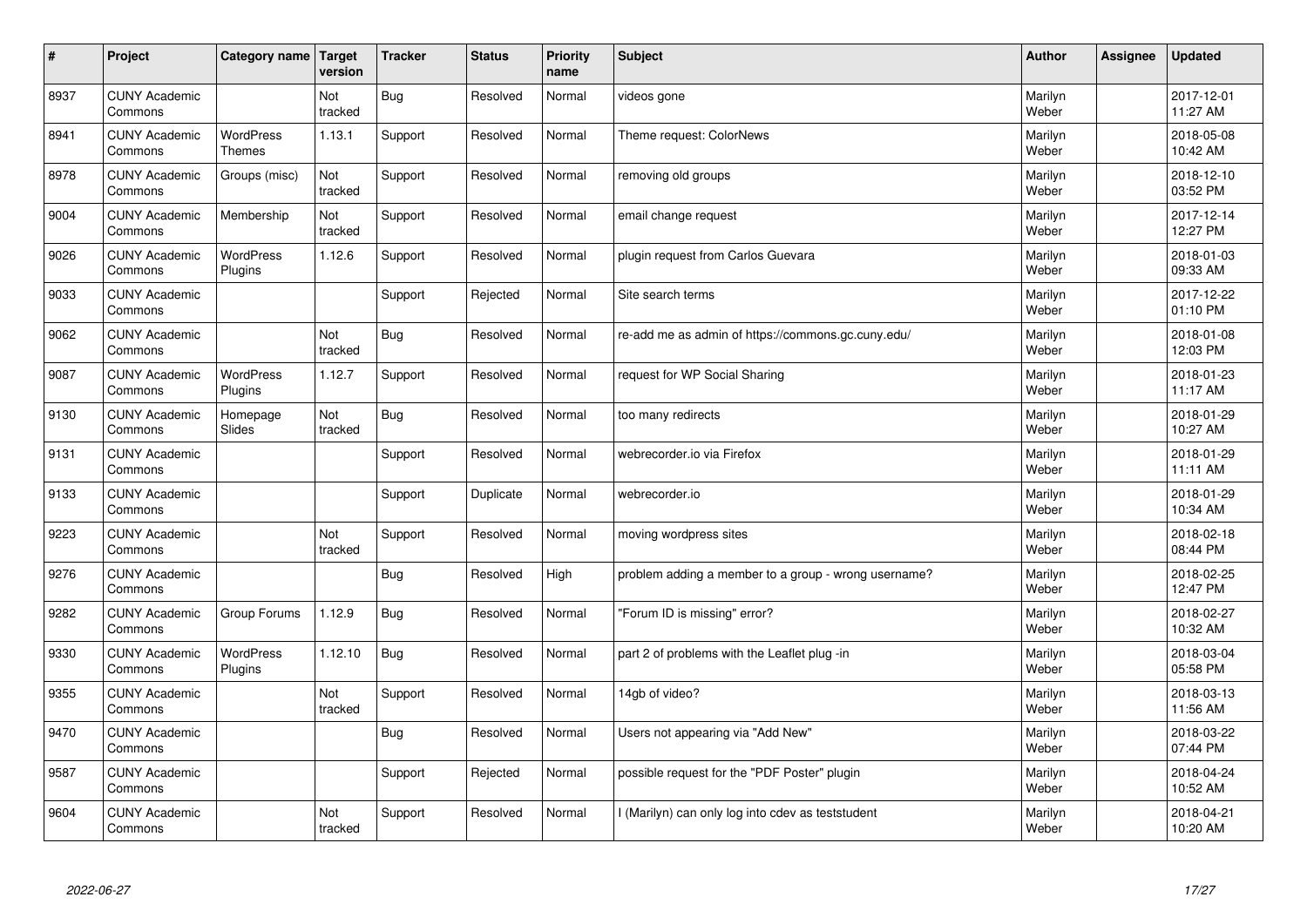| # | Project | Category name | Target version | Tracker | Status | Priority name | Subject | Author | Assignee | Updated |
|---|---|---|---|---|---|---|---|---|---|---|
| 8937 | CUNY Academic Commons | | Not tracked | Bug | Resolved | Normal | videos gone | Marilyn Weber | | 2017-12-01 11:27 AM |
| 8941 | CUNY Academic Commons | WordPress Themes | 1.13.1 | Support | Resolved | Normal | Theme request: ColorNews | Marilyn Weber | | 2018-05-08 10:42 AM |
| 8978 | CUNY Academic Commons | Groups (misc) | Not tracked | Support | Resolved | Normal | removing old groups | Marilyn Weber | | 2018-12-10 03:52 PM |
| 9004 | CUNY Academic Commons | Membership | Not tracked | Support | Resolved | Normal | email change request | Marilyn Weber | | 2017-12-14 12:27 PM |
| 9026 | CUNY Academic Commons | WordPress Plugins | 1.12.6 | Support | Resolved | Normal | plugin request from Carlos Guevara | Marilyn Weber | | 2018-01-03 09:33 AM |
| 9033 | CUNY Academic Commons | | | Support | Rejected | Normal | Site search terms | Marilyn Weber | | 2017-12-22 01:10 PM |
| 9062 | CUNY Academic Commons | | Not tracked | Bug | Resolved | Normal | re-add me as admin of https://commons.gc.cuny.edu/ | Marilyn Weber | | 2018-01-08 12:03 PM |
| 9087 | CUNY Academic Commons | WordPress Plugins | 1.12.7 | Support | Resolved | Normal | request for WP Social Sharing | Marilyn Weber | | 2018-01-23 11:17 AM |
| 9130 | CUNY Academic Commons | Homepage Slides | Not tracked | Bug | Resolved | Normal | too many redirects | Marilyn Weber | | 2018-01-29 10:27 AM |
| 9131 | CUNY Academic Commons | | | Support | Resolved | Normal | webrecorder.io via Firefox | Marilyn Weber | | 2018-01-29 11:11 AM |
| 9133 | CUNY Academic Commons | | | Support | Duplicate | Normal | webrecorder.io | Marilyn Weber | | 2018-01-29 10:34 AM |
| 9223 | CUNY Academic Commons | | Not tracked | Support | Resolved | Normal | moving wordpress sites | Marilyn Weber | | 2018-02-18 08:44 PM |
| 9276 | CUNY Academic Commons | | | Bug | Resolved | High | problem adding a member to a group - wrong username? | Marilyn Weber | | 2018-02-25 12:47 PM |
| 9282 | CUNY Academic Commons | Group Forums | 1.12.9 | Bug | Resolved | Normal | "Forum ID is missing" error? | Marilyn Weber | | 2018-02-27 10:32 AM |
| 9330 | CUNY Academic Commons | WordPress Plugins | 1.12.10 | Bug | Resolved | Normal | part 2 of problems with the Leaflet plug -in | Marilyn Weber | | 2018-03-04 05:58 PM |
| 9355 | CUNY Academic Commons | | Not tracked | Support | Resolved | Normal | 14gb of video? | Marilyn Weber | | 2018-03-13 11:56 AM |
| 9470 | CUNY Academic Commons | | | Bug | Resolved | Normal | Users not appearing via "Add New" | Marilyn Weber | | 2018-03-22 07:44 PM |
| 9587 | CUNY Academic Commons | | | Support | Rejected | Normal | possible request for the "PDF Poster" plugin | Marilyn Weber | | 2018-04-24 10:52 AM |
| 9604 | CUNY Academic Commons | | Not tracked | Support | Resolved | Normal | I (Marilyn) can only log into cdev as teststudent | Marilyn Weber | | 2018-04-21 10:20 AM |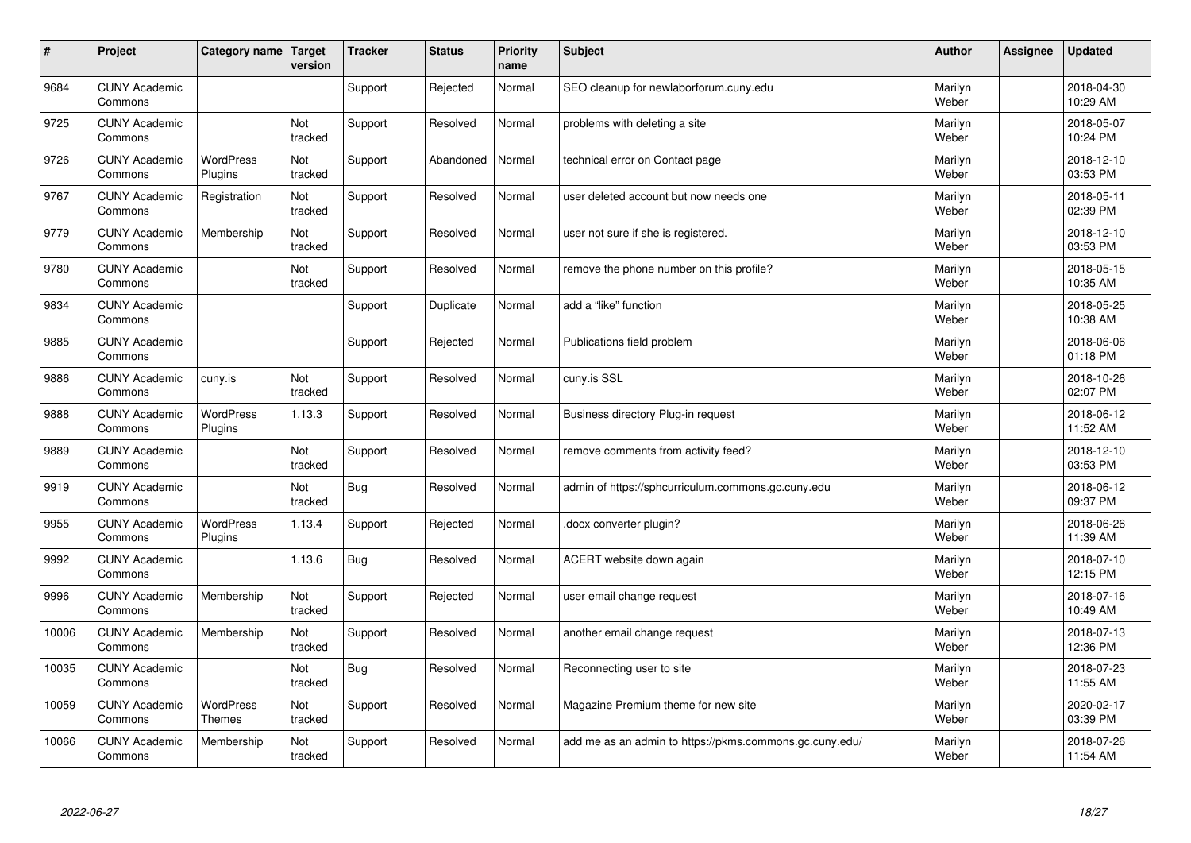| # | Project | Category name | Target version | Tracker | Status | Priority name | Subject | Author | Assignee | Updated |
|---|---|---|---|---|---|---|---|---|---|---|
| 9684 | CUNY Academic Commons | | | Support | Rejected | Normal | SEO cleanup for newlaborforum.cuny.edu | Marilyn Weber | | 2018-04-30 10:29 AM |
| 9725 | CUNY Academic Commons | | Not tracked | Support | Resolved | Normal | problems with deleting a site | Marilyn Weber | | 2018-05-07 10:24 PM |
| 9726 | CUNY Academic Commons | WordPress Plugins | Not tracked | Support | Abandoned | Normal | technical error on Contact page | Marilyn Weber | | 2018-12-10 03:53 PM |
| 9767 | CUNY Academic Commons | Registration | Not tracked | Support | Resolved | Normal | user deleted account but now needs one | Marilyn Weber | | 2018-05-11 02:39 PM |
| 9779 | CUNY Academic Commons | Membership | Not tracked | Support | Resolved | Normal | user not sure if she is registered. | Marilyn Weber | | 2018-12-10 03:53 PM |
| 9780 | CUNY Academic Commons | | Not tracked | Support | Resolved | Normal | remove the phone number on this profile? | Marilyn Weber | | 2018-05-15 10:35 AM |
| 9834 | CUNY Academic Commons | | | Support | Duplicate | Normal | add a "like" function | Marilyn Weber | | 2018-05-25 10:38 AM |
| 9885 | CUNY Academic Commons | | | Support | Rejected | Normal | Publications field problem | Marilyn Weber | | 2018-06-06 01:18 PM |
| 9886 | CUNY Academic Commons | cuny.is | Not tracked | Support | Resolved | Normal | cuny.is SSL | Marilyn Weber | | 2018-10-26 02:07 PM |
| 9888 | CUNY Academic Commons | WordPress Plugins | 1.13.3 | Support | Resolved | Normal | Business directory Plug-in request | Marilyn Weber | | 2018-06-12 11:52 AM |
| 9889 | CUNY Academic Commons | | Not tracked | Support | Resolved | Normal | remove comments from activity feed? | Marilyn Weber | | 2018-12-10 03:53 PM |
| 9919 | CUNY Academic Commons | | Not tracked | Bug | Resolved | Normal | admin of https://sphcurriculum.commons.gc.cuny.edu | Marilyn Weber | | 2018-06-12 09:37 PM |
| 9955 | CUNY Academic Commons | WordPress Plugins | 1.13.4 | Support | Rejected | Normal | .docx converter plugin? | Marilyn Weber | | 2018-06-26 11:39 AM |
| 9992 | CUNY Academic Commons | | 1.13.6 | Bug | Resolved | Normal | ACERT website down again | Marilyn Weber | | 2018-07-10 12:15 PM |
| 9996 | CUNY Academic Commons | Membership | Not tracked | Support | Rejected | Normal | user email change request | Marilyn Weber | | 2018-07-16 10:49 AM |
| 10006 | CUNY Academic Commons | Membership | Not tracked | Support | Resolved | Normal | another email change request | Marilyn Weber | | 2018-07-13 12:36 PM |
| 10035 | CUNY Academic Commons | | Not tracked | Bug | Resolved | Normal | Reconnecting user to site | Marilyn Weber | | 2018-07-23 11:55 AM |
| 10059 | CUNY Academic Commons | WordPress Themes | Not tracked | Support | Resolved | Normal | Magazine Premium theme for new site | Marilyn Weber | | 2020-02-17 03:39 PM |
| 10066 | CUNY Academic Commons | Membership | Not tracked | Support | Resolved | Normal | add me as an admin to https://pkms.commons.gc.cuny.edu/ | Marilyn Weber | | 2018-07-26 11:54 AM |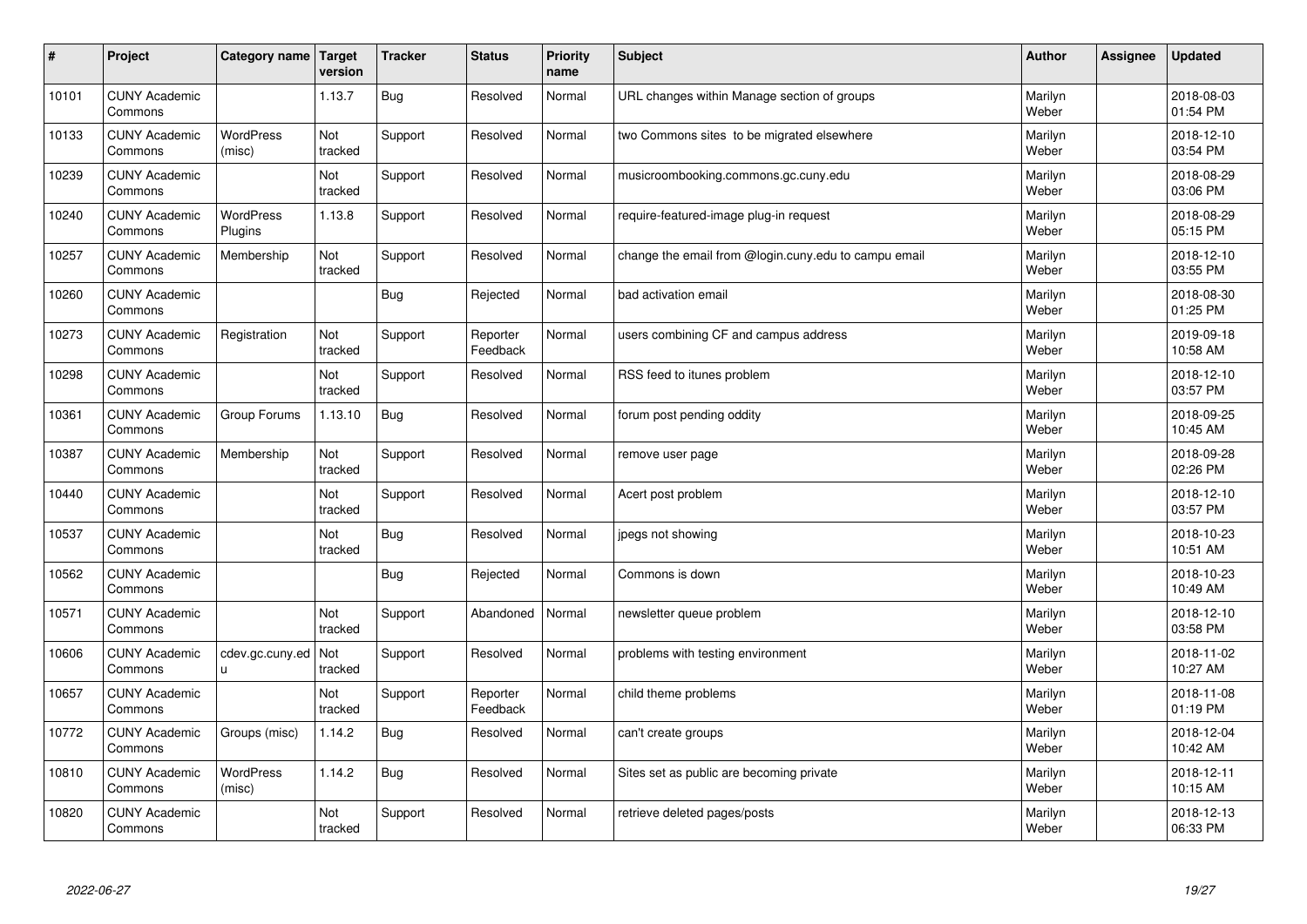| # | Project | Category name | Target version | Tracker | Status | Priority name | Subject | Author | Assignee | Updated |
|---|---|---|---|---|---|---|---|---|---|---|
| 10101 | CUNY Academic Commons | | 1.13.7 | Bug | Resolved | Normal | URL changes within Manage section of groups | Marilyn Weber | | 2018-08-03 01:54 PM |
| 10133 | CUNY Academic Commons | WordPress (misc) | Not tracked | Support | Resolved | Normal | two Commons sites to be migrated elsewhere | Marilyn Weber | | 2018-12-10 03:54 PM |
| 10239 | CUNY Academic Commons | | Not tracked | Support | Resolved | Normal | musicroombooking.commons.gc.cuny.edu | Marilyn Weber | | 2018-08-29 03:06 PM |
| 10240 | CUNY Academic Commons | WordPress Plugins | 1.13.8 | Support | Resolved | Normal | require-featured-image plug-in request | Marilyn Weber | | 2018-08-29 05:15 PM |
| 10257 | CUNY Academic Commons | Membership | Not tracked | Support | Resolved | Normal | change the email from @login.cuny.edu to campu email | Marilyn Weber | | 2018-12-10 03:55 PM |
| 10260 | CUNY Academic Commons | | | Bug | Rejected | Normal | bad activation email | Marilyn Weber | | 2018-08-30 01:25 PM |
| 10273 | CUNY Academic Commons | Registration | Not tracked | Support | Reporter Feedback | Normal | users combining CF and campus address | Marilyn Weber | | 2019-09-18 10:58 AM |
| 10298 | CUNY Academic Commons | | Not tracked | Support | Resolved | Normal | RSS feed to itunes problem | Marilyn Weber | | 2018-12-10 03:57 PM |
| 10361 | CUNY Academic Commons | Group Forums | 1.13.10 | Bug | Resolved | Normal | forum post pending oddity | Marilyn Weber | | 2018-09-25 10:45 AM |
| 10387 | CUNY Academic Commons | Membership | Not tracked | Support | Resolved | Normal | remove user page | Marilyn Weber | | 2018-09-28 02:26 PM |
| 10440 | CUNY Academic Commons | | Not tracked | Support | Resolved | Normal | Acert post problem | Marilyn Weber | | 2018-12-10 03:57 PM |
| 10537 | CUNY Academic Commons | | Not tracked | Bug | Resolved | Normal | jpegs not showing | Marilyn Weber | | 2018-10-23 10:51 AM |
| 10562 | CUNY Academic Commons | | | Bug | Rejected | Normal | Commons is down | Marilyn Weber | | 2018-10-23 10:49 AM |
| 10571 | CUNY Academic Commons | | Not tracked | Support | Abandoned | Normal | newsletter queue problem | Marilyn Weber | | 2018-12-10 03:58 PM |
| 10606 | CUNY Academic Commons | cdev.gc.cuny.edu | Not tracked | Support | Resolved | Normal | problems with testing environment | Marilyn Weber | | 2018-11-02 10:27 AM |
| 10657 | CUNY Academic Commons | | Not tracked | Support | Reporter Feedback | Normal | child theme problems | Marilyn Weber | | 2018-11-08 01:19 PM |
| 10772 | CUNY Academic Commons | Groups (misc) | 1.14.2 | Bug | Resolved | Normal | can't create groups | Marilyn Weber | | 2018-12-04 10:42 AM |
| 10810 | CUNY Academic Commons | WordPress (misc) | 1.14.2 | Bug | Resolved | Normal | Sites set as public are becoming private | Marilyn Weber | | 2018-12-11 10:15 AM |
| 10820 | CUNY Academic Commons | | Not tracked | Support | Resolved | Normal | retrieve deleted pages/posts | Marilyn Weber | | 2018-12-13 06:33 PM |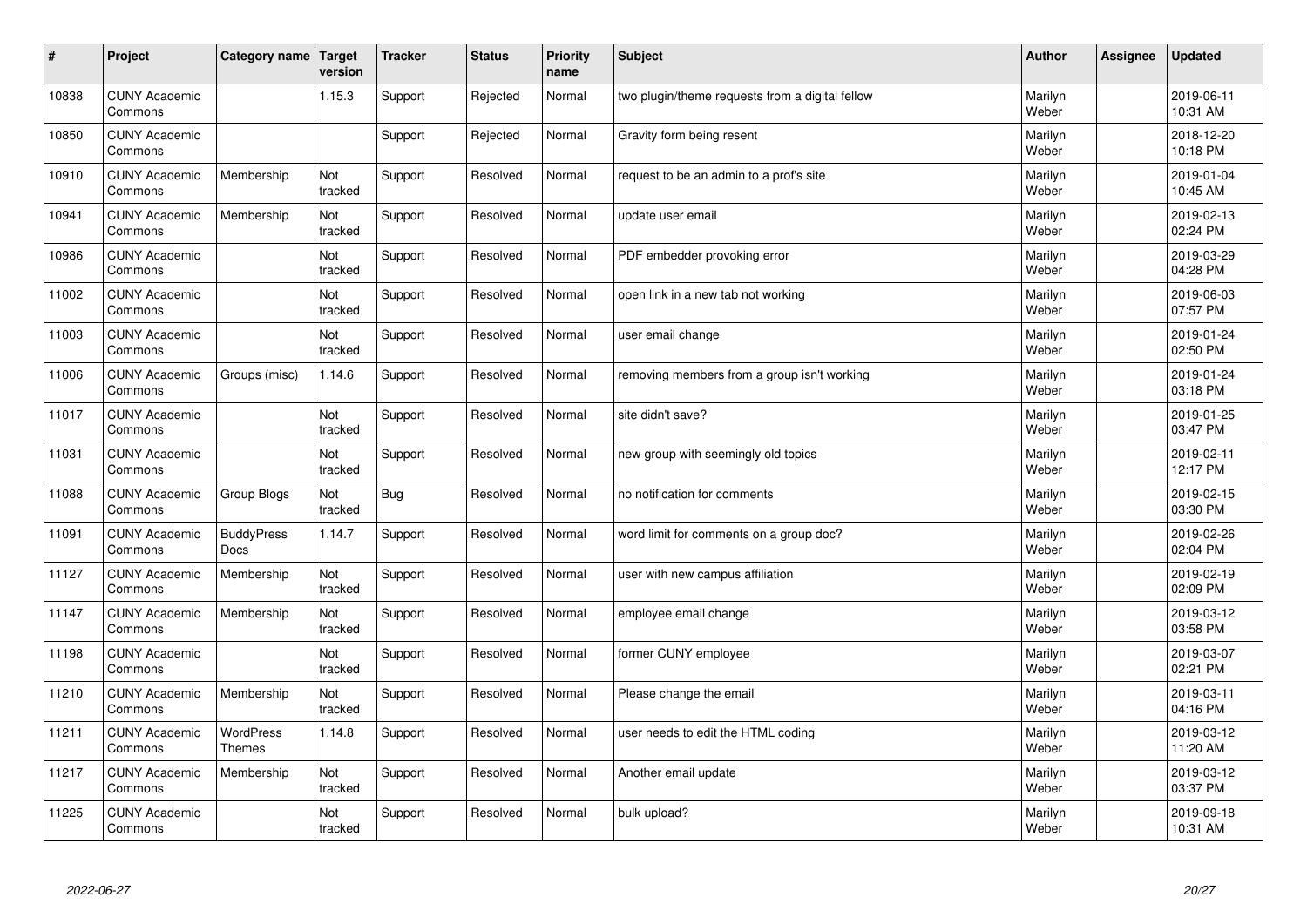| # | Project | Category name | Target version | Tracker | Status | Priority name | Subject | Author | Assignee | Updated |
|---|---|---|---|---|---|---|---|---|---|---|
| 10838 | CUNY Academic Commons | | 1.15.3 | Support | Rejected | Normal | two plugin/theme requests from a digital fellow | Marilyn Weber | | 2019-06-11 10:31 AM |
| 10850 | CUNY Academic Commons | | | Support | Rejected | Normal | Gravity form being resent | Marilyn Weber | | 2018-12-20 10:18 PM |
| 10910 | CUNY Academic Commons | Membership | Not tracked | Support | Resolved | Normal | request to be an admin to a prof's site | Marilyn Weber | | 2019-01-04 10:45 AM |
| 10941 | CUNY Academic Commons | Membership | Not tracked | Support | Resolved | Normal | update user email | Marilyn Weber | | 2019-02-13 02:24 PM |
| 10986 | CUNY Academic Commons | | Not tracked | Support | Resolved | Normal | PDF embedder provoking error | Marilyn Weber | | 2019-03-29 04:28 PM |
| 11002 | CUNY Academic Commons | | Not tracked | Support | Resolved | Normal | open link in a new tab not working | Marilyn Weber | | 2019-06-03 07:57 PM |
| 11003 | CUNY Academic Commons | | Not tracked | Support | Resolved | Normal | user email change | Marilyn Weber | | 2019-01-24 02:50 PM |
| 11006 | CUNY Academic Commons | Groups (misc) | 1.14.6 | Support | Resolved | Normal | removing members from a group isn't working | Marilyn Weber | | 2019-01-24 03:18 PM |
| 11017 | CUNY Academic Commons | | Not tracked | Support | Resolved | Normal | site didn't save? | Marilyn Weber | | 2019-01-25 03:47 PM |
| 11031 | CUNY Academic Commons | | Not tracked | Support | Resolved | Normal | new group with seemingly old topics | Marilyn Weber | | 2019-02-11 12:17 PM |
| 11088 | CUNY Academic Commons | Group Blogs | Not tracked | Bug | Resolved | Normal | no notification for comments | Marilyn Weber | | 2019-02-15 03:30 PM |
| 11091 | CUNY Academic Commons | BuddyPress Docs | 1.14.7 | Support | Resolved | Normal | word limit for comments on a group doc? | Marilyn Weber | | 2019-02-26 02:04 PM |
| 11127 | CUNY Academic Commons | Membership | Not tracked | Support | Resolved | Normal | user with new campus affiliation | Marilyn Weber | | 2019-02-19 02:09 PM |
| 11147 | CUNY Academic Commons | Membership | Not tracked | Support | Resolved | Normal | employee email change | Marilyn Weber | | 2019-03-12 03:58 PM |
| 11198 | CUNY Academic Commons | | Not tracked | Support | Resolved | Normal | former CUNY employee | Marilyn Weber | | 2019-03-07 02:21 PM |
| 11210 | CUNY Academic Commons | Membership | Not tracked | Support | Resolved | Normal | Please change the email | Marilyn Weber | | 2019-03-11 04:16 PM |
| 11211 | CUNY Academic Commons | WordPress Themes | 1.14.8 | Support | Resolved | Normal | user needs to edit the HTML coding | Marilyn Weber | | 2019-03-12 11:20 AM |
| 11217 | CUNY Academic Commons | Membership | Not tracked | Support | Resolved | Normal | Another email update | Marilyn Weber | | 2019-03-12 03:37 PM |
| 11225 | CUNY Academic Commons | | Not tracked | Support | Resolved | Normal | bulk upload? | Marilyn Weber | | 2019-09-18 10:31 AM |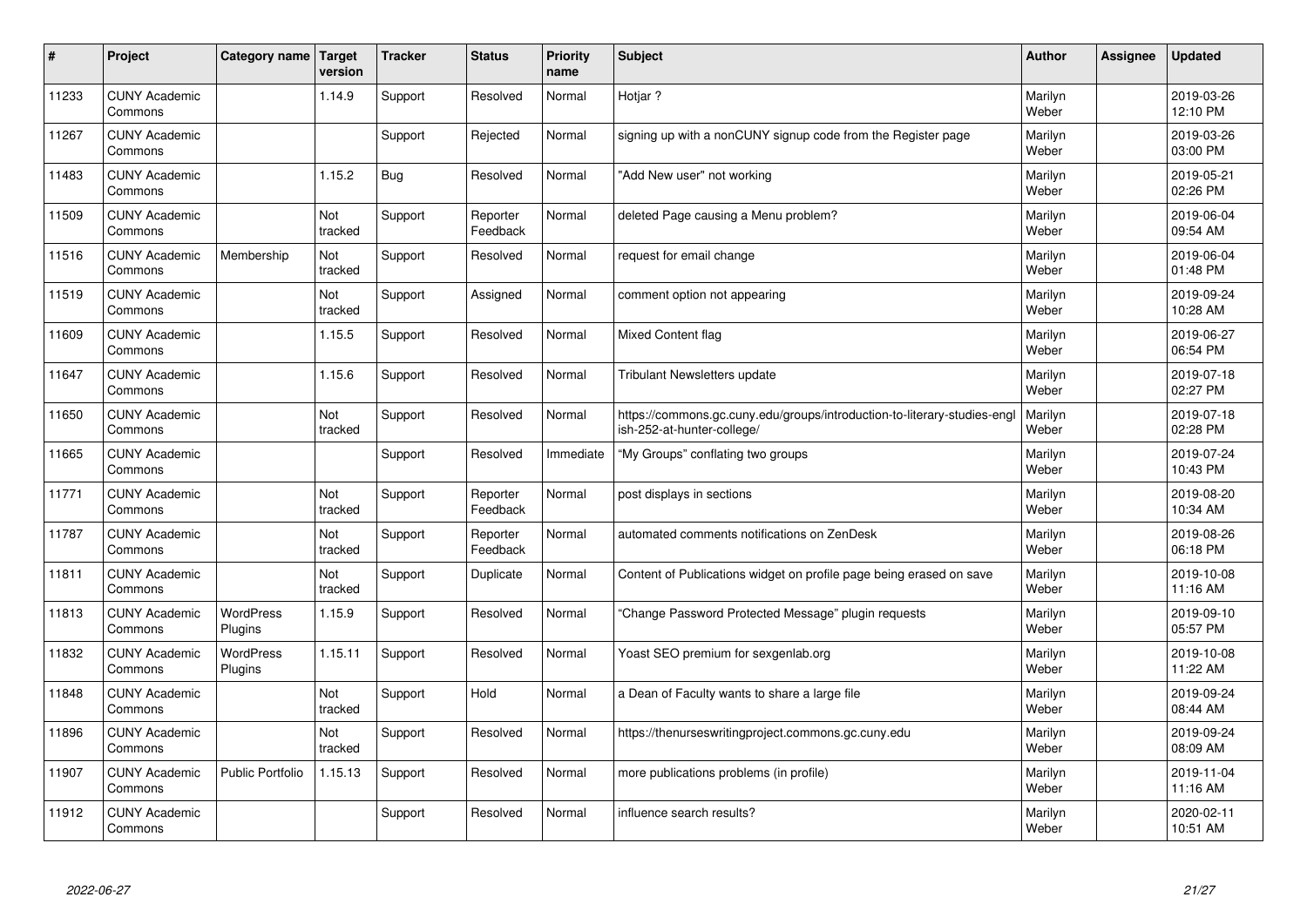| # | Project | Category name | Target version | Tracker | Status | Priority name | Subject | Author | Assignee | Updated |
| --- | --- | --- | --- | --- | --- | --- | --- | --- | --- | --- |
| 11233 | CUNY Academic Commons | | 1.14.9 | Support | Resolved | Normal | Hotjar ? | Marilyn Weber | | 2019-03-26 12:10 PM |
| 11267 | CUNY Academic Commons | | | Support | Rejected | Normal | signing up with a nonCUNY signup code from the Register page | Marilyn Weber | | 2019-03-26 03:00 PM |
| 11483 | CUNY Academic Commons | | 1.15.2 | Bug | Resolved | Normal | "Add New user" not working | Marilyn Weber | | 2019-05-21 02:26 PM |
| 11509 | CUNY Academic Commons | | Not tracked | Support | Reporter Feedback | Normal | deleted Page causing a Menu problem? | Marilyn Weber | | 2019-06-04 09:54 AM |
| 11516 | CUNY Academic Commons | Membership | Not tracked | Support | Resolved | Normal | request for email change | Marilyn Weber | | 2019-06-04 01:48 PM |
| 11519 | CUNY Academic Commons | | Not tracked | Support | Assigned | Normal | comment option not appearing | Marilyn Weber | | 2019-09-24 10:28 AM |
| 11609 | CUNY Academic Commons | | 1.15.5 | Support | Resolved | Normal | Mixed Content flag | Marilyn Weber | | 2019-06-27 06:54 PM |
| 11647 | CUNY Academic Commons | | 1.15.6 | Support | Resolved | Normal | Tribulant Newsletters update | Marilyn Weber | | 2019-07-18 02:27 PM |
| 11650 | CUNY Academic Commons | | Not tracked | Support | Resolved | Normal | https://commons.gc.cuny.edu/groups/introduction-to-literary-studies-english-252-at-hunter-college/ | Marilyn Weber | | 2019-07-18 02:28 PM |
| 11665 | CUNY Academic Commons | | | Support | Resolved | Immediate | "My Groups" conflating two groups | Marilyn Weber | | 2019-07-24 10:43 PM |
| 11771 | CUNY Academic Commons | | Not tracked | Support | Reporter Feedback | Normal | post displays in sections | Marilyn Weber | | 2019-08-20 10:34 AM |
| 11787 | CUNY Academic Commons | | Not tracked | Support | Reporter Feedback | Normal | automated comments notifications on ZenDesk | Marilyn Weber | | 2019-08-26 06:18 PM |
| 11811 | CUNY Academic Commons | | Not tracked | Support | Duplicate | Normal | Content of Publications widget on profile page being erased on save | Marilyn Weber | | 2019-10-08 11:16 AM |
| 11813 | CUNY Academic Commons | WordPress Plugins | 1.15.9 | Support | Resolved | Normal | "Change Password Protected Message" plugin requests | Marilyn Weber | | 2019-09-10 05:57 PM |
| 11832 | CUNY Academic Commons | WordPress Plugins | 1.15.11 | Support | Resolved | Normal | Yoast SEO premium for sexgenlab.org | Marilyn Weber | | 2019-10-08 11:22 AM |
| 11848 | CUNY Academic Commons | | Not tracked | Support | Hold | Normal | a Dean of Faculty wants to share a large file | Marilyn Weber | | 2019-09-24 08:44 AM |
| 11896 | CUNY Academic Commons | | Not tracked | Support | Resolved | Normal | https://thenurseswritingproject.commons.gc.cuny.edu | Marilyn Weber | | 2019-09-24 08:09 AM |
| 11907 | CUNY Academic Commons | Public Portfolio | 1.15.13 | Support | Resolved | Normal | more publications problems (in profile) | Marilyn Weber | | 2019-11-04 11:16 AM |
| 11912 | CUNY Academic Commons | | | Support | Resolved | Normal | influence search results? | Marilyn Weber | | 2020-02-11 10:51 AM |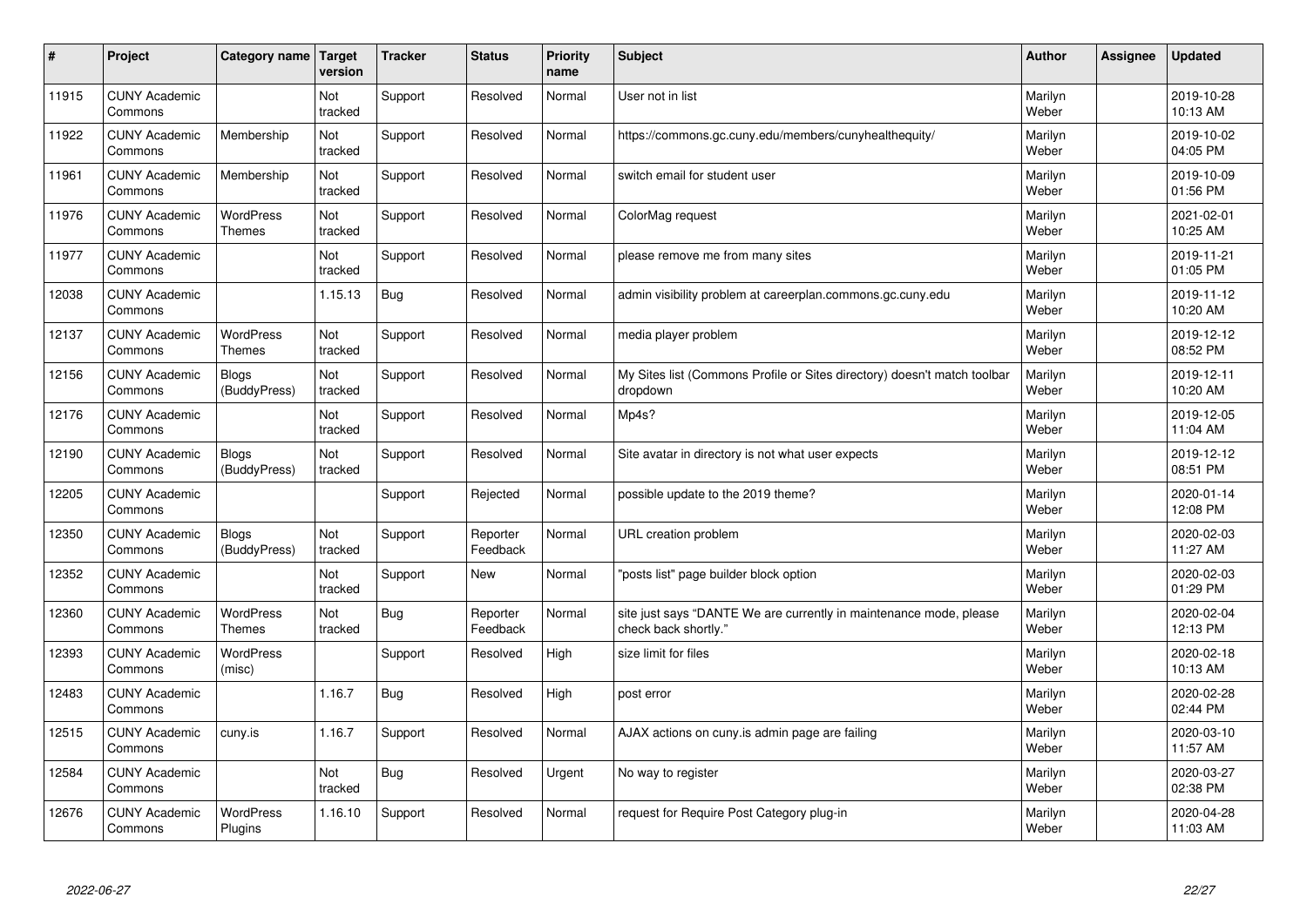| # | Project | Category name | Target version | Tracker | Status | Priority name | Subject | Author | Assignee | Updated |
|---|---|---|---|---|---|---|---|---|---|---|
| 11915 | CUNY Academic Commons | | Not tracked | Support | Resolved | Normal | User not in list | Marilyn Weber | | 2019-10-28 10:13 AM |
| 11922 | CUNY Academic Commons | Membership | Not tracked | Support | Resolved | Normal | https://commons.gc.cuny.edu/members/cunyhealthequity/ | Marilyn Weber | | 2019-10-02 04:05 PM |
| 11961 | CUNY Academic Commons | Membership | Not tracked | Support | Resolved | Normal | switch email for student user | Marilyn Weber | | 2019-10-09 01:56 PM |
| 11976 | CUNY Academic Commons | WordPress Themes | Not tracked | Support | Resolved | Normal | ColorMag request | Marilyn Weber | | 2021-02-01 10:25 AM |
| 11977 | CUNY Academic Commons | | Not tracked | Support | Resolved | Normal | please remove me from many sites | Marilyn Weber | | 2019-11-21 01:05 PM |
| 12038 | CUNY Academic Commons | | 1.15.13 | Bug | Resolved | Normal | admin visibility problem at careerplan.commons.gc.cuny.edu | Marilyn Weber | | 2019-11-12 10:20 AM |
| 12137 | CUNY Academic Commons | WordPress Themes | Not tracked | Support | Resolved | Normal | media player problem | Marilyn Weber | | 2019-12-12 08:52 PM |
| 12156 | CUNY Academic Commons | Blogs (BuddyPress) | Not tracked | Support | Resolved | Normal | My Sites list (Commons Profile or Sites directory) doesn't match toolbar dropdown | Marilyn Weber | | 2019-12-11 10:20 AM |
| 12176 | CUNY Academic Commons | | Not tracked | Support | Resolved | Normal | Mp4s? | Marilyn Weber | | 2019-12-05 11:04 AM |
| 12190 | CUNY Academic Commons | Blogs (BuddyPress) | Not tracked | Support | Resolved | Normal | Site avatar in directory is not what user expects | Marilyn Weber | | 2019-12-12 08:51 PM |
| 12205 | CUNY Academic Commons | | | Support | Rejected | Normal | possible update to the 2019 theme? | Marilyn Weber | | 2020-01-14 12:08 PM |
| 12350 | CUNY Academic Commons | Blogs (BuddyPress) | Not tracked | Support | Reporter Feedback | Normal | URL creation problem | Marilyn Weber | | 2020-02-03 11:27 AM |
| 12352 | CUNY Academic Commons | | Not tracked | Support | New | Normal | "posts list" page builder block option | Marilyn Weber | | 2020-02-03 01:29 PM |
| 12360 | CUNY Academic Commons | WordPress Themes | Not tracked | Bug | Reporter Feedback | Normal | site just says "DANTE We are currently in maintenance mode, please check back shortly." | Marilyn Weber | | 2020-02-04 12:13 PM |
| 12393 | CUNY Academic Commons | WordPress (misc) | | Support | Resolved | High | size limit for files | Marilyn Weber | | 2020-02-18 10:13 AM |
| 12483 | CUNY Academic Commons | | 1.16.7 | Bug | Resolved | High | post error | Marilyn Weber | | 2020-02-28 02:44 PM |
| 12515 | CUNY Academic Commons | cuny.is | 1.16.7 | Support | Resolved | Normal | AJAX actions on cuny.is admin page are failing | Marilyn Weber | | 2020-03-10 11:57 AM |
| 12584 | CUNY Academic Commons | | Not tracked | Bug | Resolved | Urgent | No way to register | Marilyn Weber | | 2020-03-27 02:38 PM |
| 12676 | CUNY Academic Commons | WordPress Plugins | 1.16.10 | Support | Resolved | Normal | request for Require Post Category plug-in | Marilyn Weber | | 2020-04-28 11:03 AM |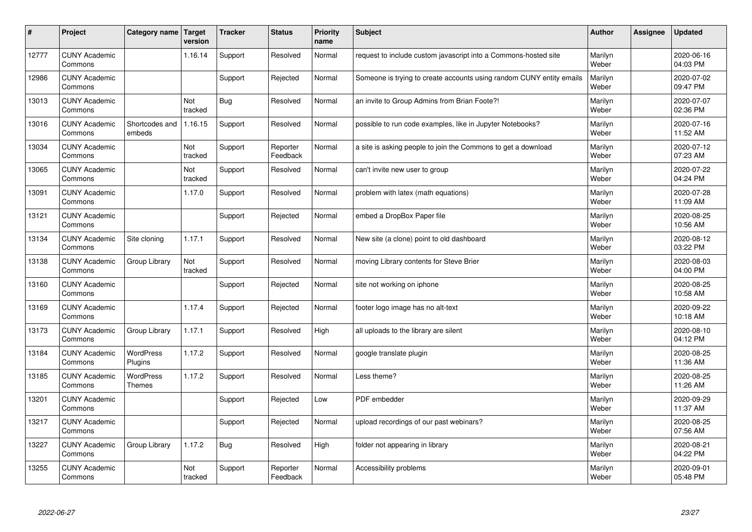| # | Project | Category name | Target version | Tracker | Status | Priority name | Subject | Author | Assignee | Updated |
|---|---|---|---|---|---|---|---|---|---|---|
| 12777 | CUNY Academic Commons | | 1.16.14 | Support | Resolved | Normal | request to include custom javascript into a Commons-hosted site | Marilyn Weber | | 2020-06-16 04:03 PM |
| 12986 | CUNY Academic Commons | | | Support | Rejected | Normal | Someone is trying to create accounts using random CUNY entity emails | Marilyn Weber | | 2020-07-02 09:47 PM |
| 13013 | CUNY Academic Commons | | Not tracked | Bug | Resolved | Normal | an invite to Group Admins from Brian Foote?! | Marilyn Weber | | 2020-07-07 02:36 PM |
| 13016 | CUNY Academic Commons | Shortcodes and embeds | 1.16.15 | Support | Resolved | Normal | possible to run code examples, like in Jupyter Notebooks? | Marilyn Weber | | 2020-07-16 11:52 AM |
| 13034 | CUNY Academic Commons | | Not tracked | Support | Reporter Feedback | Normal | a site is asking people to join the Commons to get a download | Marilyn Weber | | 2020-07-12 07:23 AM |
| 13065 | CUNY Academic Commons | | Not tracked | Support | Resolved | Normal | can't invite new user to group | Marilyn Weber | | 2020-07-22 04:24 PM |
| 13091 | CUNY Academic Commons | | 1.17.0 | Support | Resolved | Normal | problem with latex (math equations) | Marilyn Weber | | 2020-07-28 11:09 AM |
| 13121 | CUNY Academic Commons | | | Support | Rejected | Normal | embed a DropBox Paper file | Marilyn Weber | | 2020-08-25 10:56 AM |
| 13134 | CUNY Academic Commons | Site cloning | 1.17.1 | Support | Resolved | Normal | New site (a clone) point to old dashboard | Marilyn Weber | | 2020-08-12 03:22 PM |
| 13138 | CUNY Academic Commons | Group Library | Not tracked | Support | Resolved | Normal | moving Library contents for Steve Brier | Marilyn Weber | | 2020-08-03 04:00 PM |
| 13160 | CUNY Academic Commons | | | Support | Rejected | Normal | site not working on iphone | Marilyn Weber | | 2020-08-25 10:58 AM |
| 13169 | CUNY Academic Commons | | 1.17.4 | Support | Rejected | Normal | footer logo image has no alt-text | Marilyn Weber | | 2020-09-22 10:18 AM |
| 13173 | CUNY Academic Commons | Group Library | 1.17.1 | Support | Resolved | High | all uploads to the library are silent | Marilyn Weber | | 2020-08-10 04:12 PM |
| 13184 | CUNY Academic Commons | WordPress Plugins | 1.17.2 | Support | Resolved | Normal | google translate plugin | Marilyn Weber | | 2020-08-25 11:36 AM |
| 13185 | CUNY Academic Commons | WordPress Themes | 1.17.2 | Support | Resolved | Normal | Less theme? | Marilyn Weber | | 2020-08-25 11:26 AM |
| 13201 | CUNY Academic Commons | | | Support | Rejected | Low | PDF embedder | Marilyn Weber | | 2020-09-29 11:37 AM |
| 13217 | CUNY Academic Commons | | | Support | Rejected | Normal | upload recordings of our past webinars? | Marilyn Weber | | 2020-08-25 07:56 AM |
| 13227 | CUNY Academic Commons | Group Library | 1.17.2 | Bug | Resolved | High | folder not appearing in library | Marilyn Weber | | 2020-08-21 04:22 PM |
| 13255 | CUNY Academic Commons | | Not tracked | Support | Reporter Feedback | Normal | Accessibility problems | Marilyn Weber | | 2020-09-01 05:48 PM |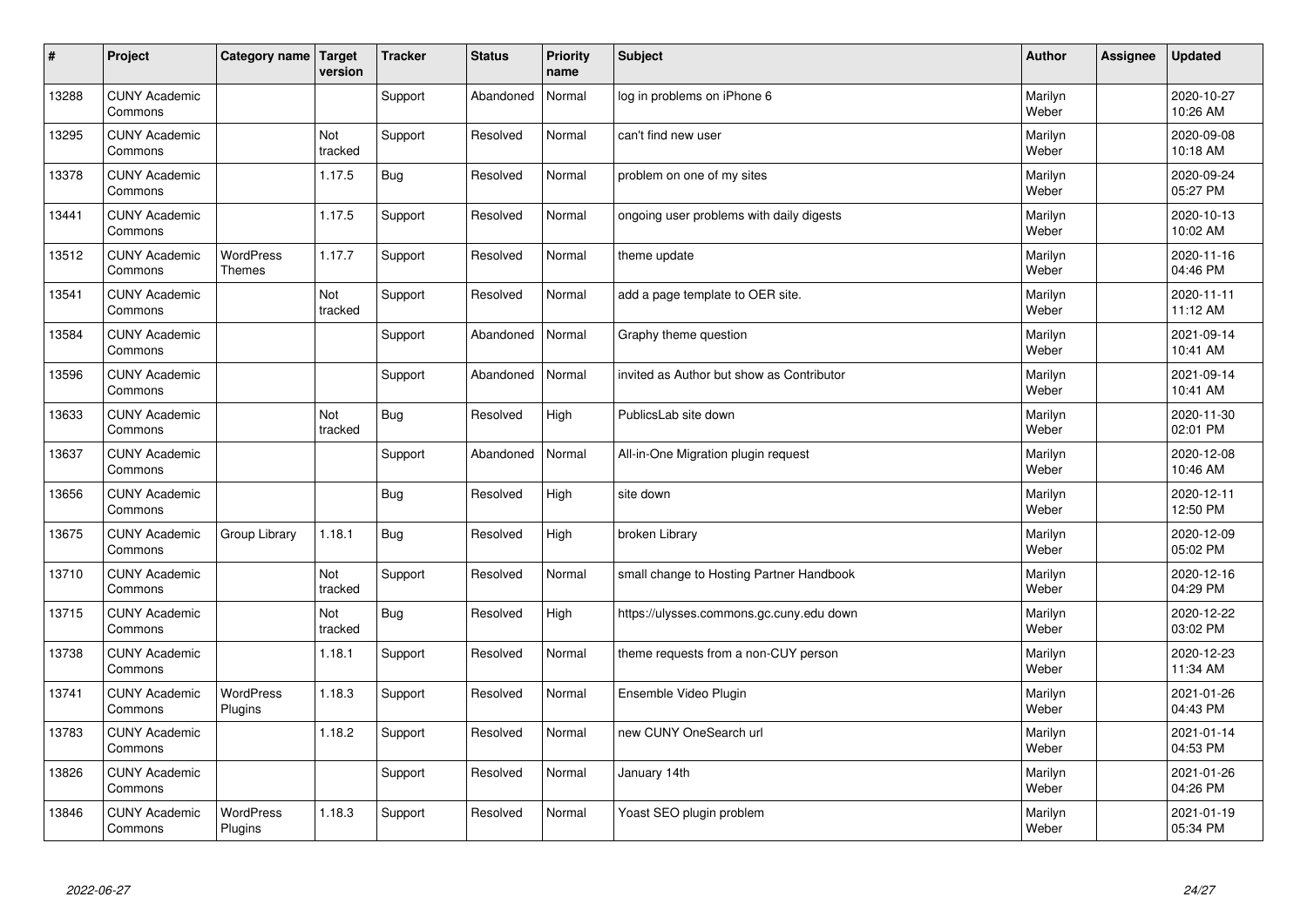| # | Project | Category name | Target version | Tracker | Status | Priority name | Subject | Author | Assignee | Updated |
|---|---|---|---|---|---|---|---|---|---|---|
| 13288 | CUNY Academic Commons | | | Support | Abandoned | Normal | log in problems on iPhone 6 | Marilyn Weber | | 2020-10-27 10:26 AM |
| 13295 | CUNY Academic Commons | | Not tracked | Support | Resolved | Normal | can't find new user | Marilyn Weber | | 2020-09-08 10:18 AM |
| 13378 | CUNY Academic Commons | | 1.17.5 | Bug | Resolved | Normal | problem on one of my sites | Marilyn Weber | | 2020-09-24 05:27 PM |
| 13441 | CUNY Academic Commons | | 1.17.5 | Support | Resolved | Normal | ongoing user problems with daily digests | Marilyn Weber | | 2020-10-13 10:02 AM |
| 13512 | CUNY Academic Commons | WordPress Themes | 1.17.7 | Support | Resolved | Normal | theme update | Marilyn Weber | | 2020-11-16 04:46 PM |
| 13541 | CUNY Academic Commons | | Not tracked | Support | Resolved | Normal | add a page template to OER site. | Marilyn Weber | | 2020-11-11 11:12 AM |
| 13584 | CUNY Academic Commons | | | Support | Abandoned | Normal | Graphy theme question | Marilyn Weber | | 2021-09-14 10:41 AM |
| 13596 | CUNY Academic Commons | | | Support | Abandoned | Normal | invited as Author but show as Contributor | Marilyn Weber | | 2021-09-14 10:41 AM |
| 13633 | CUNY Academic Commons | | Not tracked | Bug | Resolved | High | PublicsLab site down | Marilyn Weber | | 2020-11-30 02:01 PM |
| 13637 | CUNY Academic Commons | | | Support | Abandoned | Normal | All-in-One Migration plugin request | Marilyn Weber | | 2020-12-08 10:46 AM |
| 13656 | CUNY Academic Commons | | | Bug | Resolved | High | site down | Marilyn Weber | | 2020-12-11 12:50 PM |
| 13675 | CUNY Academic Commons | Group Library | 1.18.1 | Bug | Resolved | High | broken Library | Marilyn Weber | | 2020-12-09 05:02 PM |
| 13710 | CUNY Academic Commons | | Not tracked | Support | Resolved | Normal | small change to Hosting Partner Handbook | Marilyn Weber | | 2020-12-16 04:29 PM |
| 13715 | CUNY Academic Commons | | Not tracked | Bug | Resolved | High | https://ulysses.commons.gc.cuny.edu down | Marilyn Weber | | 2020-12-22 03:02 PM |
| 13738 | CUNY Academic Commons | | 1.18.1 | Support | Resolved | Normal | theme requests from a non-CUY person | Marilyn Weber | | 2020-12-23 11:34 AM |
| 13741 | CUNY Academic Commons | WordPress Plugins | 1.18.3 | Support | Resolved | Normal | Ensemble Video Plugin | Marilyn Weber | | 2021-01-26 04:43 PM |
| 13783 | CUNY Academic Commons | | 1.18.2 | Support | Resolved | Normal | new CUNY OneSearch url | Marilyn Weber | | 2021-01-14 04:53 PM |
| 13826 | CUNY Academic Commons | | | Support | Resolved | Normal | January 14th | Marilyn Weber | | 2021-01-26 04:26 PM |
| 13846 | CUNY Academic Commons | WordPress Plugins | 1.18.3 | Support | Resolved | Normal | Yoast SEO plugin problem | Marilyn Weber | | 2021-01-19 05:34 PM |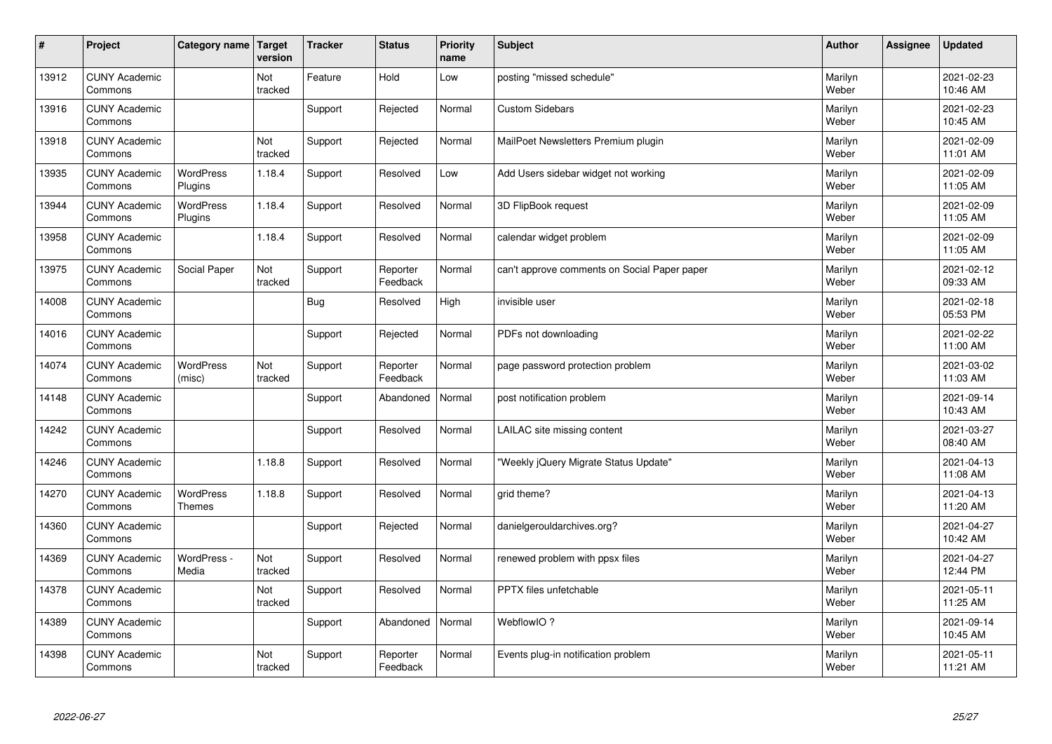| # | Project | Category name | Target version | Tracker | Status | Priority name | Subject | Author | Assignee | Updated |
|---|---|---|---|---|---|---|---|---|---|---|
| 13912 | CUNY Academic Commons | | Not tracked | Feature | Hold | Low | posting "missed schedule" | Marilyn Weber | | 2021-02-23 10:46 AM |
| 13916 | CUNY Academic Commons | | | Support | Rejected | Normal | Custom Sidebars | Marilyn Weber | | 2021-02-23 10:45 AM |
| 13918 | CUNY Academic Commons | | Not tracked | Support | Rejected | Normal | MailPoet Newsletters Premium plugin | Marilyn Weber | | 2021-02-09 11:01 AM |
| 13935 | CUNY Academic Commons | WordPress Plugins | 1.18.4 | Support | Resolved | Low | Add Users sidebar widget not working | Marilyn Weber | | 2021-02-09 11:05 AM |
| 13944 | CUNY Academic Commons | WordPress Plugins | 1.18.4 | Support | Resolved | Normal | 3D FlipBook request | Marilyn Weber | | 2021-02-09 11:05 AM |
| 13958 | CUNY Academic Commons | | 1.18.4 | Support | Resolved | Normal | calendar widget problem | Marilyn Weber | | 2021-02-09 11:05 AM |
| 13975 | CUNY Academic Commons | Social Paper | Not tracked | Support | Reporter Feedback | Normal | can't approve comments on Social Paper paper | Marilyn Weber | | 2021-02-12 09:33 AM |
| 14008 | CUNY Academic Commons | | | Bug | Resolved | High | invisible user | Marilyn Weber | | 2021-02-18 05:53 PM |
| 14016 | CUNY Academic Commons | | | Support | Rejected | Normal | PDFs not downloading | Marilyn Weber | | 2021-02-22 11:00 AM |
| 14074 | CUNY Academic Commons | WordPress (misc) | Not tracked | Support | Reporter Feedback | Normal | page password protection problem | Marilyn Weber | | 2021-03-02 11:03 AM |
| 14148 | CUNY Academic Commons | | | Support | Abandoned | Normal | post notification problem | Marilyn Weber | | 2021-09-14 10:43 AM |
| 14242 | CUNY Academic Commons | | | Support | Resolved | Normal | LAILAC site missing content | Marilyn Weber | | 2021-03-27 08:40 AM |
| 14246 | CUNY Academic Commons | | 1.18.8 | Support | Resolved | Normal | "Weekly jQuery Migrate Status Update" | Marilyn Weber | | 2021-04-13 11:08 AM |
| 14270 | CUNY Academic Commons | WordPress Themes | 1.18.8 | Support | Resolved | Normal | grid theme? | Marilyn Weber | | 2021-04-13 11:20 AM |
| 14360 | CUNY Academic Commons | | | Support | Rejected | Normal | danielgerouldarchives.org? | Marilyn Weber | | 2021-04-27 10:42 AM |
| 14369 | CUNY Academic Commons | WordPress - Media | Not tracked | Support | Resolved | Normal | renewed problem with ppsx files | Marilyn Weber | | 2021-04-27 12:44 PM |
| 14378 | CUNY Academic Commons | | Not tracked | Support | Resolved | Normal | PPTX files unfetchable | Marilyn Weber | | 2021-05-11 11:25 AM |
| 14389 | CUNY Academic Commons | | | Support | Abandoned | Normal | WebflowIO ? | Marilyn Weber | | 2021-09-14 10:45 AM |
| 14398 | CUNY Academic Commons | | Not tracked | Support | Reporter Feedback | Normal | Events plug-in notification problem | Marilyn Weber | | 2021-05-11 11:21 AM |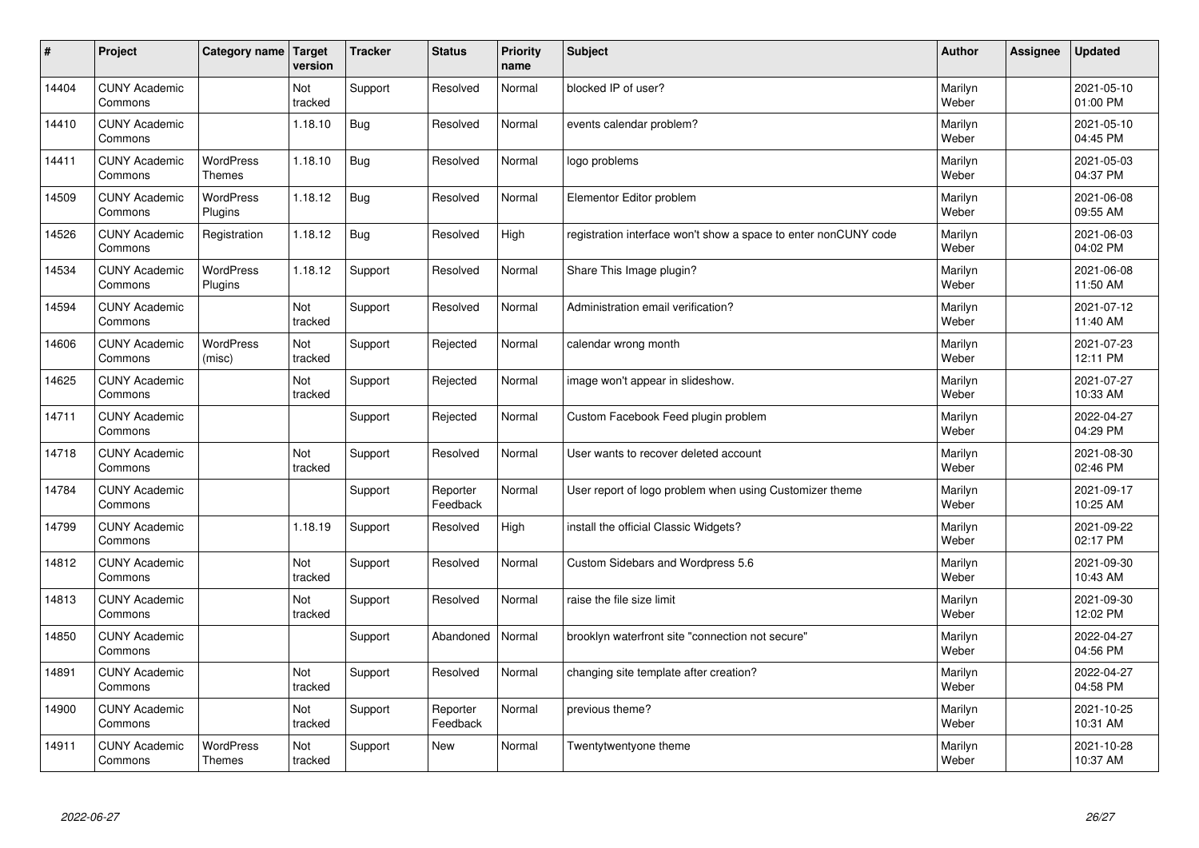| # | Project | Category name | Target version | Tracker | Status | Priority name | Subject | Author | Assignee | Updated |
|---|---|---|---|---|---|---|---|---|---|---|
| 14404 | CUNY Academic Commons | | Not tracked | Support | Resolved | Normal | blocked IP of user? | Marilyn Weber | | 2021-05-10 01:00 PM |
| 14410 | CUNY Academic Commons | | 1.18.10 | Bug | Resolved | Normal | events calendar problem? | Marilyn Weber | | 2021-05-10 04:45 PM |
| 14411 | CUNY Academic Commons | WordPress Themes | 1.18.10 | Bug | Resolved | Normal | logo problems | Marilyn Weber | | 2021-05-03 04:37 PM |
| 14509 | CUNY Academic Commons | WordPress Plugins | 1.18.12 | Bug | Resolved | Normal | Elementor Editor problem | Marilyn Weber | | 2021-06-08 09:55 AM |
| 14526 | CUNY Academic Commons | Registration | 1.18.12 | Bug | Resolved | High | registration interface won't show a space to enter nonCUNY code | Marilyn Weber | | 2021-06-03 04:02 PM |
| 14534 | CUNY Academic Commons | WordPress Plugins | 1.18.12 | Support | Resolved | Normal | Share This Image plugin? | Marilyn Weber | | 2021-06-08 11:50 AM |
| 14594 | CUNY Academic Commons | | Not tracked | Support | Resolved | Normal | Administration email verification? | Marilyn Weber | | 2021-07-12 11:40 AM |
| 14606 | CUNY Academic Commons | WordPress (misc) | Not tracked | Support | Rejected | Normal | calendar wrong month | Marilyn Weber | | 2021-07-23 12:11 PM |
| 14625 | CUNY Academic Commons | | Not tracked | Support | Rejected | Normal | image won't appear in slideshow. | Marilyn Weber | | 2021-07-27 10:33 AM |
| 14711 | CUNY Academic Commons | | | Support | Rejected | Normal | Custom Facebook Feed plugin problem | Marilyn Weber | | 2022-04-27 04:29 PM |
| 14718 | CUNY Academic Commons | | Not tracked | Support | Resolved | Normal | User wants to recover deleted account | Marilyn Weber | | 2021-08-30 02:46 PM |
| 14784 | CUNY Academic Commons | | | Support | Reporter Feedback | Normal | User report of logo problem when using Customizer theme | Marilyn Weber | | 2021-09-17 10:25 AM |
| 14799 | CUNY Academic Commons | | 1.18.19 | Support | Resolved | High | install the official Classic Widgets? | Marilyn Weber | | 2021-09-22 02:17 PM |
| 14812 | CUNY Academic Commons | | Not tracked | Support | Resolved | Normal | Custom Sidebars and Wordpress 5.6 | Marilyn Weber | | 2021-09-30 10:43 AM |
| 14813 | CUNY Academic Commons | | Not tracked | Support | Resolved | Normal | raise the file size limit | Marilyn Weber | | 2021-09-30 12:02 PM |
| 14850 | CUNY Academic Commons | | | Support | Abandoned | Normal | brooklyn waterfront site "connection not secure" | Marilyn Weber | | 2022-04-27 04:56 PM |
| 14891 | CUNY Academic Commons | | Not tracked | Support | Resolved | Normal | changing site template after creation? | Marilyn Weber | | 2022-04-27 04:58 PM |
| 14900 | CUNY Academic Commons | | Not tracked | Support | Reporter Feedback | Normal | previous theme? | Marilyn Weber | | 2021-10-25 10:31 AM |
| 14911 | CUNY Academic Commons | WordPress Themes | Not tracked | Support | New | Normal | Twentytwentyone theme | Marilyn Weber | | 2021-10-28 10:37 AM |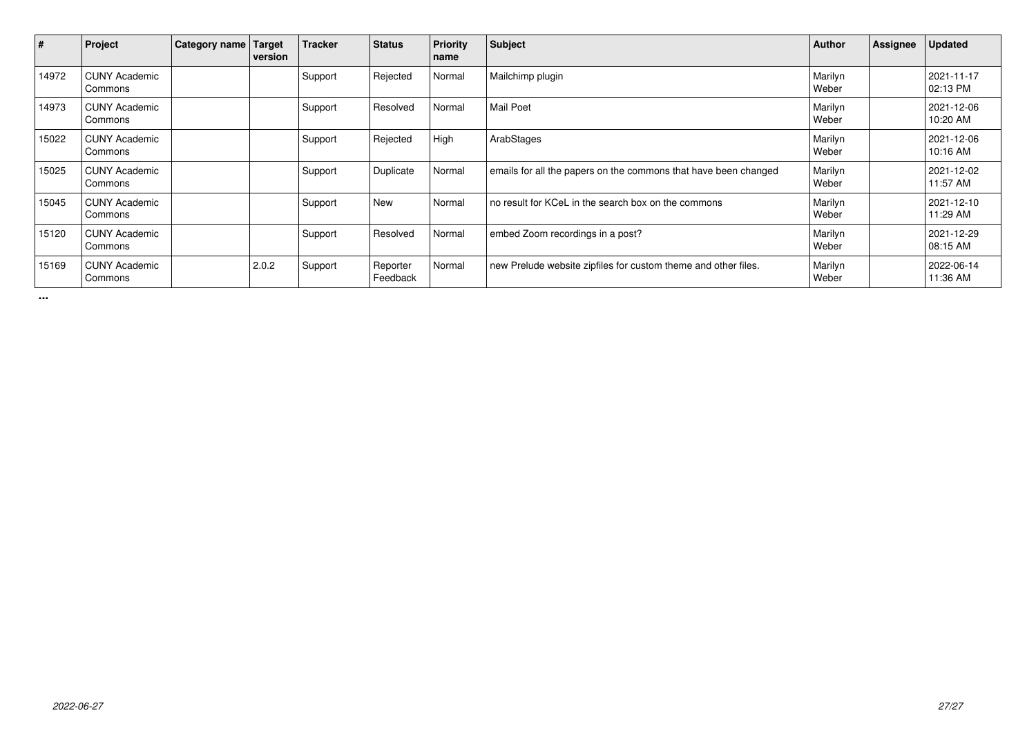| # | Project | Category name | Target version | Tracker | Status | Priority name | Subject | Author | Assignee | Updated |
|---|---|---|---|---|---|---|---|---|---|---|
| 14972 | CUNY Academic Commons | | | Support | Rejected | Normal | Mailchimp plugin | Marilyn Weber | | 2021-11-17 02:13 PM |
| 14973 | CUNY Academic Commons | | | Support | Resolved | Normal | Mail Poet | Marilyn Weber | | 2021-12-06 10:20 AM |
| 15022 | CUNY Academic Commons | | | Support | Rejected | High | ArabStages | Marilyn Weber | | 2021-12-06 10:16 AM |
| 15025 | CUNY Academic Commons | | | Support | Duplicate | Normal | emails for all the papers on the commons that have been changed | Marilyn Weber | | 2021-12-02 11:57 AM |
| 15045 | CUNY Academic Commons | | | Support | New | Normal | no result for KCeL in the search box on the commons | Marilyn Weber | | 2021-12-10 11:29 AM |
| 15120 | CUNY Academic Commons | | | Support | Resolved | Normal | embed Zoom recordings in a post? | Marilyn Weber | | 2021-12-29 08:15 AM |
| 15169 | CUNY Academic Commons | | 2.0.2 | Support | Reporter Feedback | Normal | new Prelude website zipfiles for custom theme and other files. | Marilyn Weber | | 2022-06-14 11:36 AM |

...